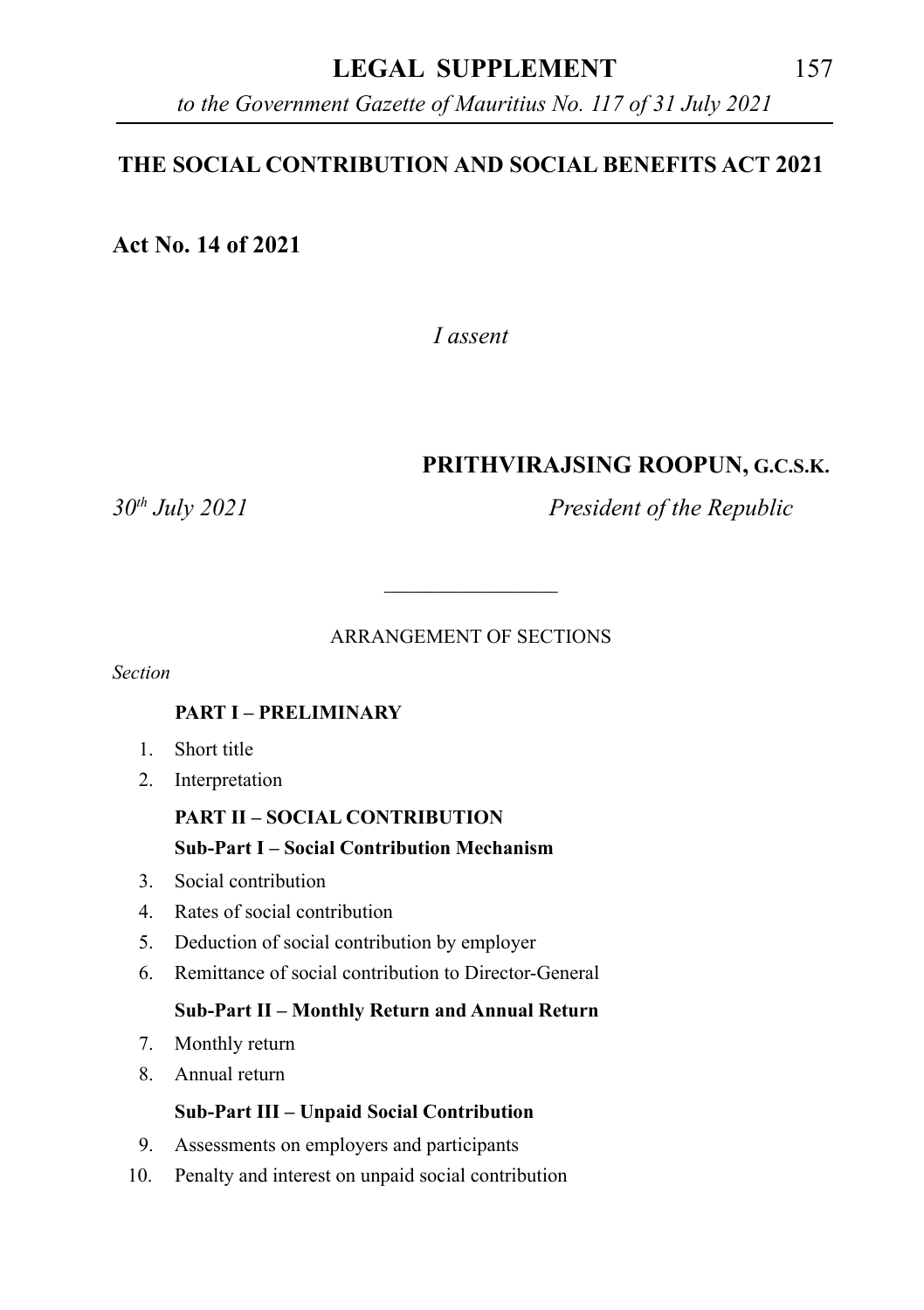# LEGAL SUPPLEMENT

*to the Government Gazette of Mauritius No. 117 of 31 July 2021*

## THE SOCIAL CONTRIBUTION AND SOCIAL BENEFITS ACT 2021

**Act No. 14 of 2021**

*I assent*

**PRITHVIRAJSING ROOPUN, G.C.S.K.**

*30th July 2021* *President of the Republic*

---

ARRANGEMENT OF SECTIONS

*Section*

**PART I – PRELIMINARY**

1. Short title
2. Interpretation

**PART II – SOCIAL CONTRIBUTION**

**Sub-Part I – Social Contribution Mechanism**

3. Social contribution
4. Rates of social contribution
5. Deduction of social contribution by employer
6. Remittance of social contribution to Director-General

**Sub-Part II – Monthly Return and Annual Return**

7. Monthly return
8. Annual return

**Sub-Part III – Unpaid Social Contribution**

9. Assessments on employers and participants
10. Penalty and interest on unpaid social contribution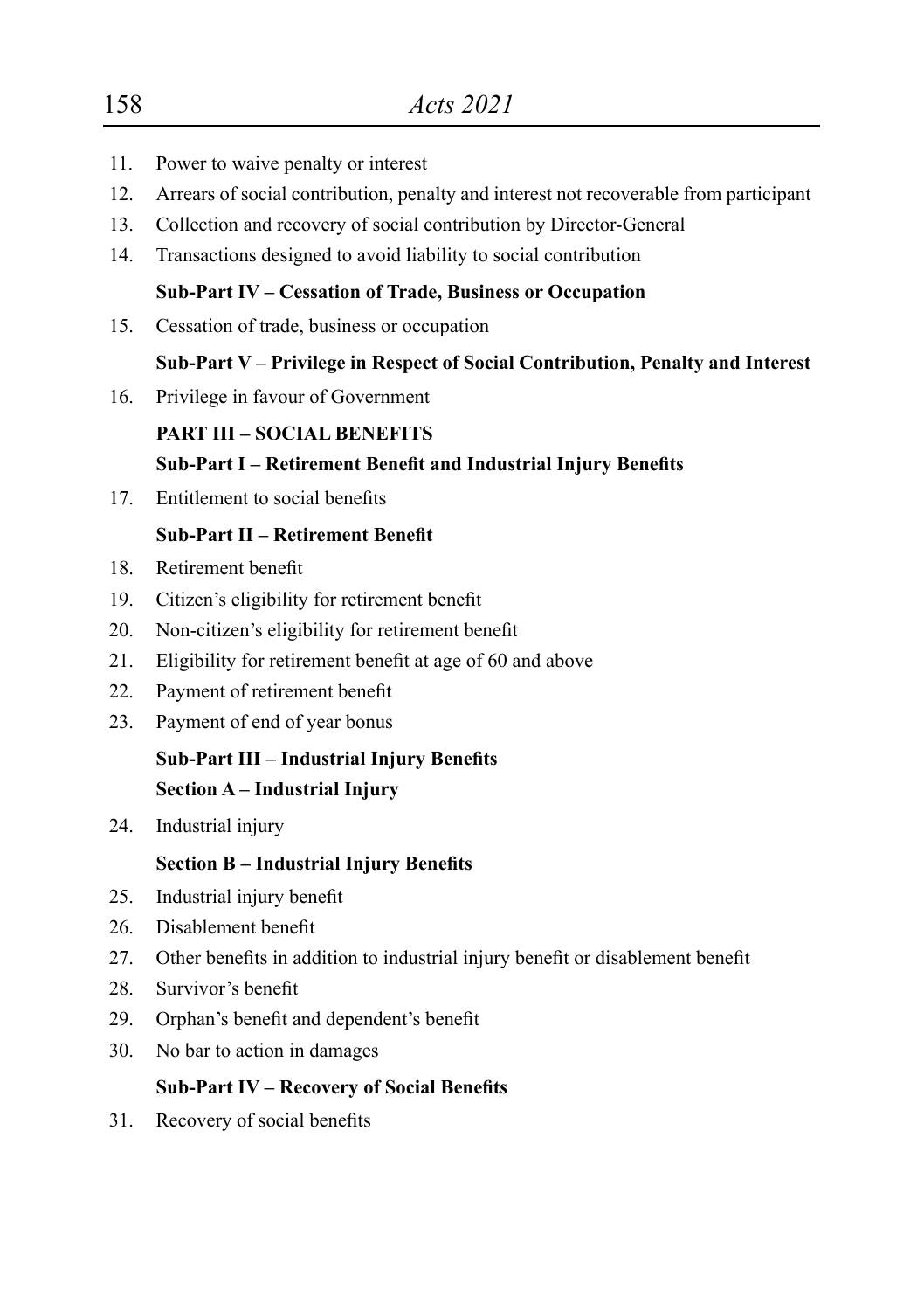11. Power to waive penalty or interest
12. Arrears of social contribution, penalty and interest not recoverable from participant
13. Collection and recovery of social contribution by Director-General
14. Transactions designed to avoid liability to social contribution

**Sub-Part IV – Cessation of Trade, Business or Occupation**

15. Cessation of trade, business or occupation

**Sub-Part V – Privilege in Respect of Social Contribution, Penalty and Interest**

16. Privilege in favour of Government

**PART III – SOCIAL BENEFITS**

**Sub-Part I – Retirement Benefit and Industrial Injury Benefits**

17. Entitlement to social benefits

**Sub-Part II – Retirement Benefit**

18. Retirement benefit
19. Citizen's eligibility for retirement benefit
20. Non-citizen's eligibility for retirement benefit
21. Eligibility for retirement benefit at age of 60 and above
22. Payment of retirement benefit
23. Payment of end of year bonus

**Sub-Part III – Industrial Injury Benefits**

**Section A – Industrial Injury**

24. Industrial injury

**Section B – Industrial Injury Benefits**

25. Industrial injury benefit
26. Disablement benefit
27. Other benefits in addition to industrial injury benefit or disablement benefit
28. Survivor's benefit
29. Orphan's benefit and dependent's benefit
30. No bar to action in damages

**Sub-Part IV – Recovery of Social Benefits**

31. Recovery of social benefits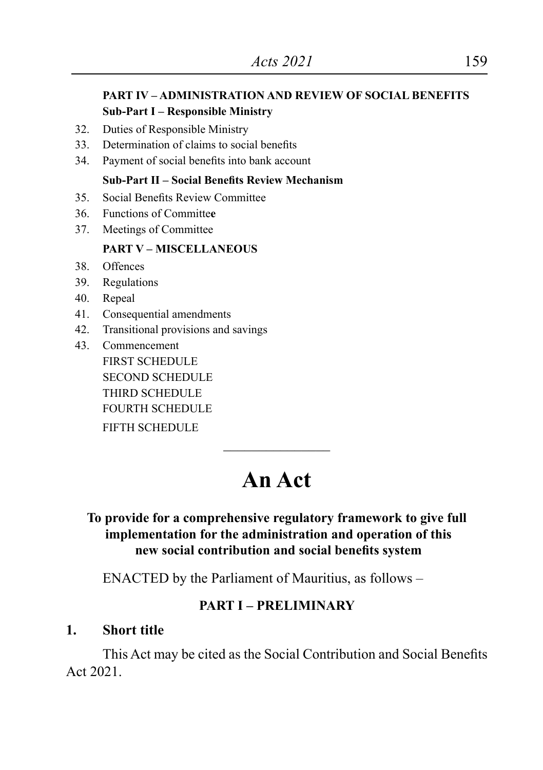**PART IV – ADMINISTRATION AND REVIEW OF SOCIAL BENEFITS**

**Sub-Part I – Responsible Ministry**

32. Duties of Responsible Ministry
33. Determination of claims to social benefits
34. Payment of social benefits into bank account

**Sub-Part II – Social Benefits Review Mechanism**

35. Social Benefits Review Committee
36. Functions of Committee
37. Meetings of Committee

**PART V – MISCELLANEOUS**

38. Offences
39. Regulations
40. Repeal
41. Consequential amendments
42. Transitional provisions and savings
43. Commencement

FIRST SCHEDULE
SECOND SCHEDULE
THIRD SCHEDULE
FOURTH SCHEDULE
FIFTH SCHEDULE

---

# An Act

**To provide for a comprehensive regulatory framework to give full implementation for the administration and operation of this new social contribution and social benefits system**

ENACTED by the Parliament of Mauritius, as follows –

## PART I – PRELIMINARY

### 1. Short title

This Act may be cited as the Social Contribution and Social Benefits Act 2021.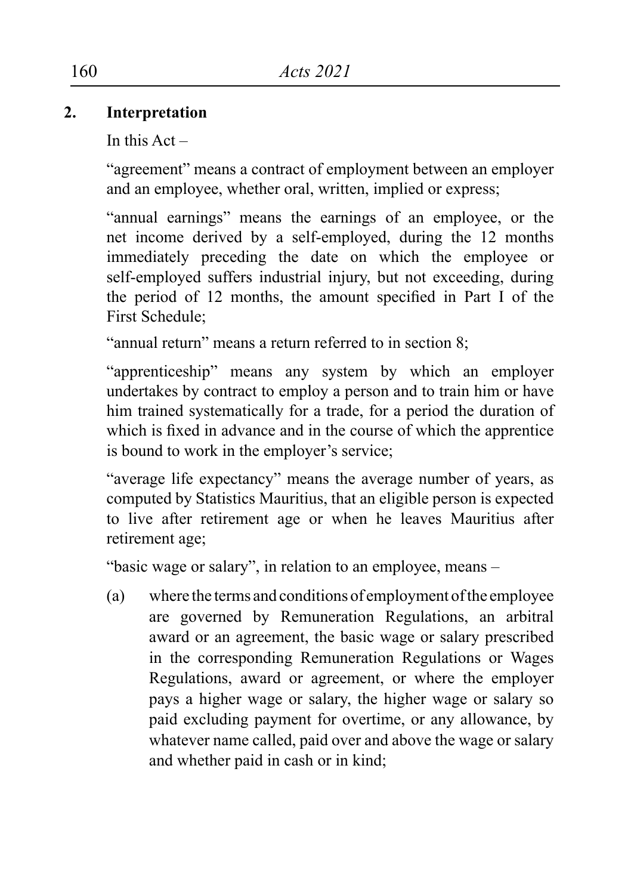## 2. Interpretation

In this Act –

"agreement" means a contract of employment between an employer and an employee, whether oral, written, implied or express;

"annual earnings" means the earnings of an employee, or the net income derived by a self-employed, during the 12 months immediately preceding the date on which the employee or self-employed suffers industrial injury, but not exceeding, during the period of 12 months, the amount specified in Part I of the First Schedule;

"annual return" means a return referred to in section 8;

"apprenticeship" means any system by which an employer undertakes by contract to employ a person and to train him or have him trained systematically for a trade, for a period the duration of which is fixed in advance and in the course of which the apprentice is bound to work in the employer's service;

"average life expectancy" means the average number of years, as computed by Statistics Mauritius, that an eligible person is expected to live after retirement age or when he leaves Mauritius after retirement age;

"basic wage or salary", in relation to an employee, means –

(a) where the terms and conditions of employment of the employee are governed by Remuneration Regulations, an arbitral award or an agreement, the basic wage or salary prescribed in the corresponding Remuneration Regulations or Wages Regulations, award or agreement, or where the employer pays a higher wage or salary, the higher wage or salary so paid excluding payment for overtime, or any allowance, by whatever name called, paid over and above the wage or salary and whether paid in cash or in kind;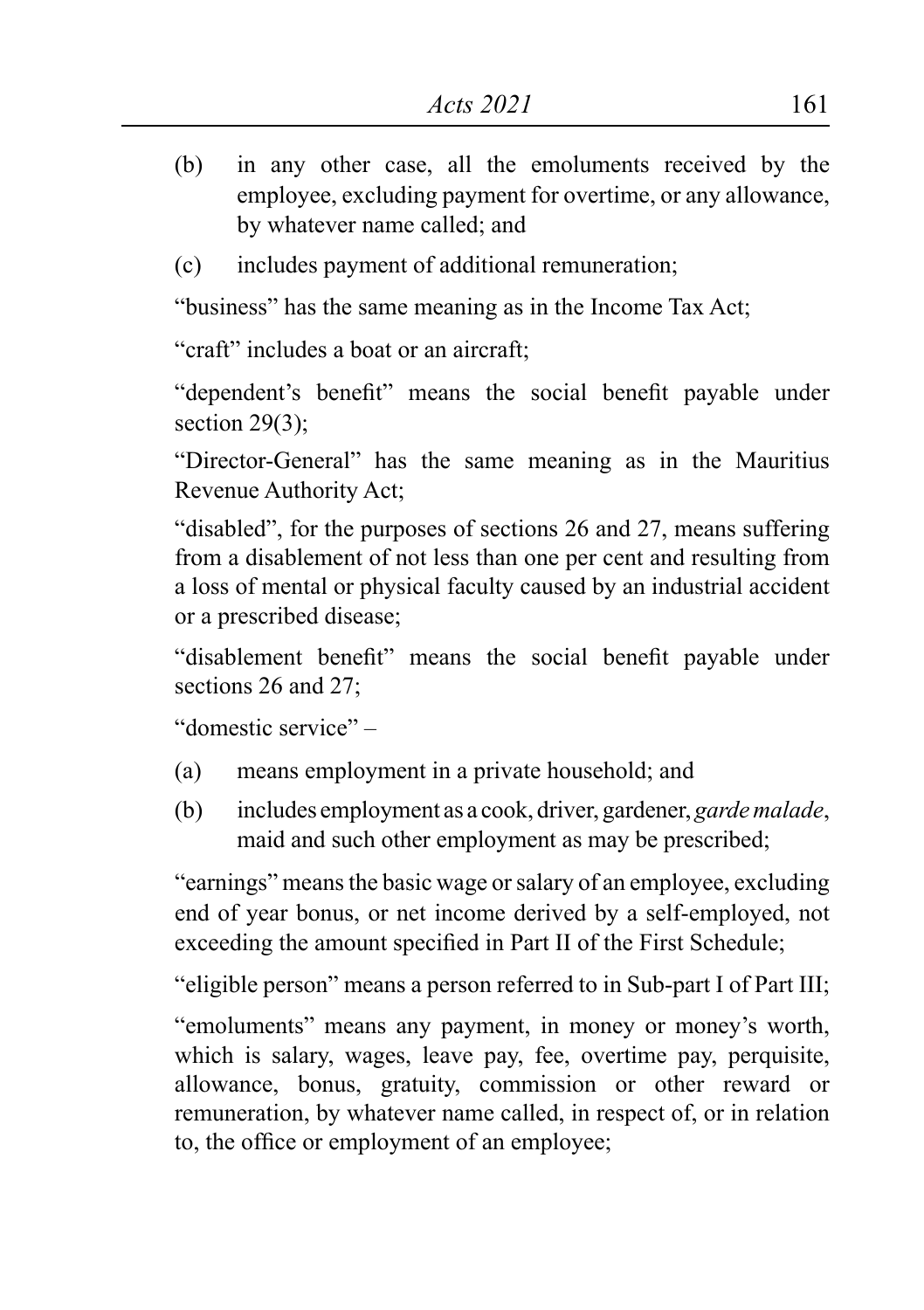(b) in any other case, all the emoluments received by the employee, excluding payment for overtime, or any allowance, by whatever name called; and

(c) includes payment of additional remuneration;

"business" has the same meaning as in the Income Tax Act;

"craft" includes a boat or an aircraft;

"dependent's benefit" means the social benefit payable under section 29(3);

"Director-General" has the same meaning as in the Mauritius Revenue Authority Act;

"disabled", for the purposes of sections 26 and 27, means suffering from a disablement of not less than one per cent and resulting from a loss of mental or physical faculty caused by an industrial accident or a prescribed disease;

"disablement benefit" means the social benefit payable under sections 26 and 27;

"domestic service" –

(a) means employment in a private household; and

(b) includes employment as a cook, driver, gardener, *garde malade*, maid and such other employment as may be prescribed;

"earnings" means the basic wage or salary of an employee, excluding end of year bonus, or net income derived by a self-employed, not exceeding the amount specified in Part II of the First Schedule;

"eligible person" means a person referred to in Sub-part I of Part III;

"emoluments" means any payment, in money or money's worth, which is salary, wages, leave pay, fee, overtime pay, perquisite, allowance, bonus, gratuity, commission or other reward or remuneration, by whatever name called, in respect of, or in relation to, the office or employment of an employee;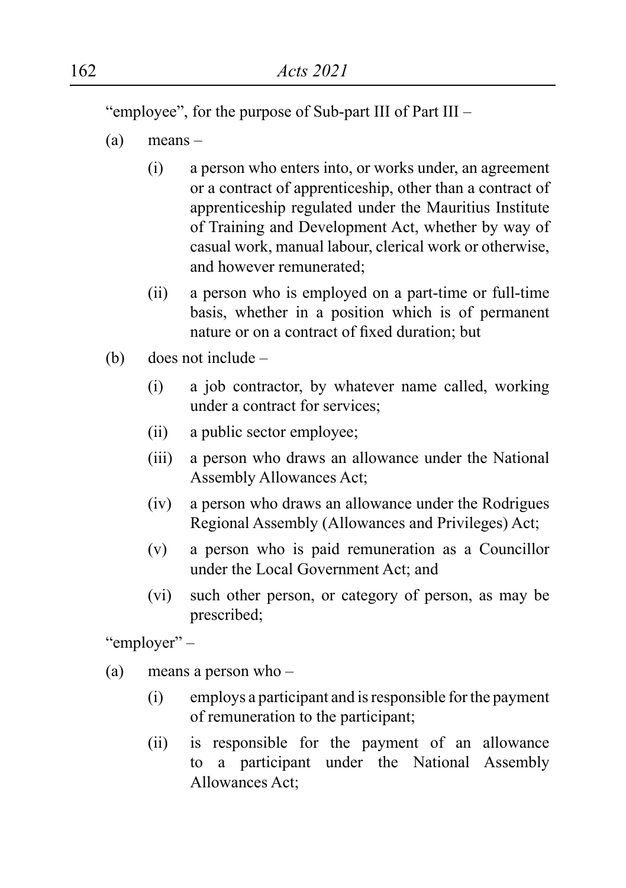"employee", for the purpose of Sub-part III of Part III –

(a) means –

(i) a person who enters into, or works under, an agreement or a contract of apprenticeship, other than a contract of apprenticeship regulated under the Mauritius Institute of Training and Development Act, whether by way of casual work, manual labour, clerical work or otherwise, and however remunerated;

(ii) a person who is employed on a part-time or full-time basis, whether in a position which is of permanent nature or on a contract of fixed duration; but

(b) does not include –

(i) a job contractor, by whatever name called, working under a contract for services;

(ii) a public sector employee;

(iii) a person who draws an allowance under the National Assembly Allowances Act;

(iv) a person who draws an allowance under the Rodrigues Regional Assembly (Allowances and Privileges) Act;

(v) a person who is paid remuneration as a Councillor under the Local Government Act; and

(vi) such other person, or category of person, as may be prescribed;

"employer" –

(a) means a person who –

(i) employs a participant and is responsible for the payment of remuneration to the participant;

(ii) is responsible for the payment of an allowance to a participant under the National Assembly Allowances Act;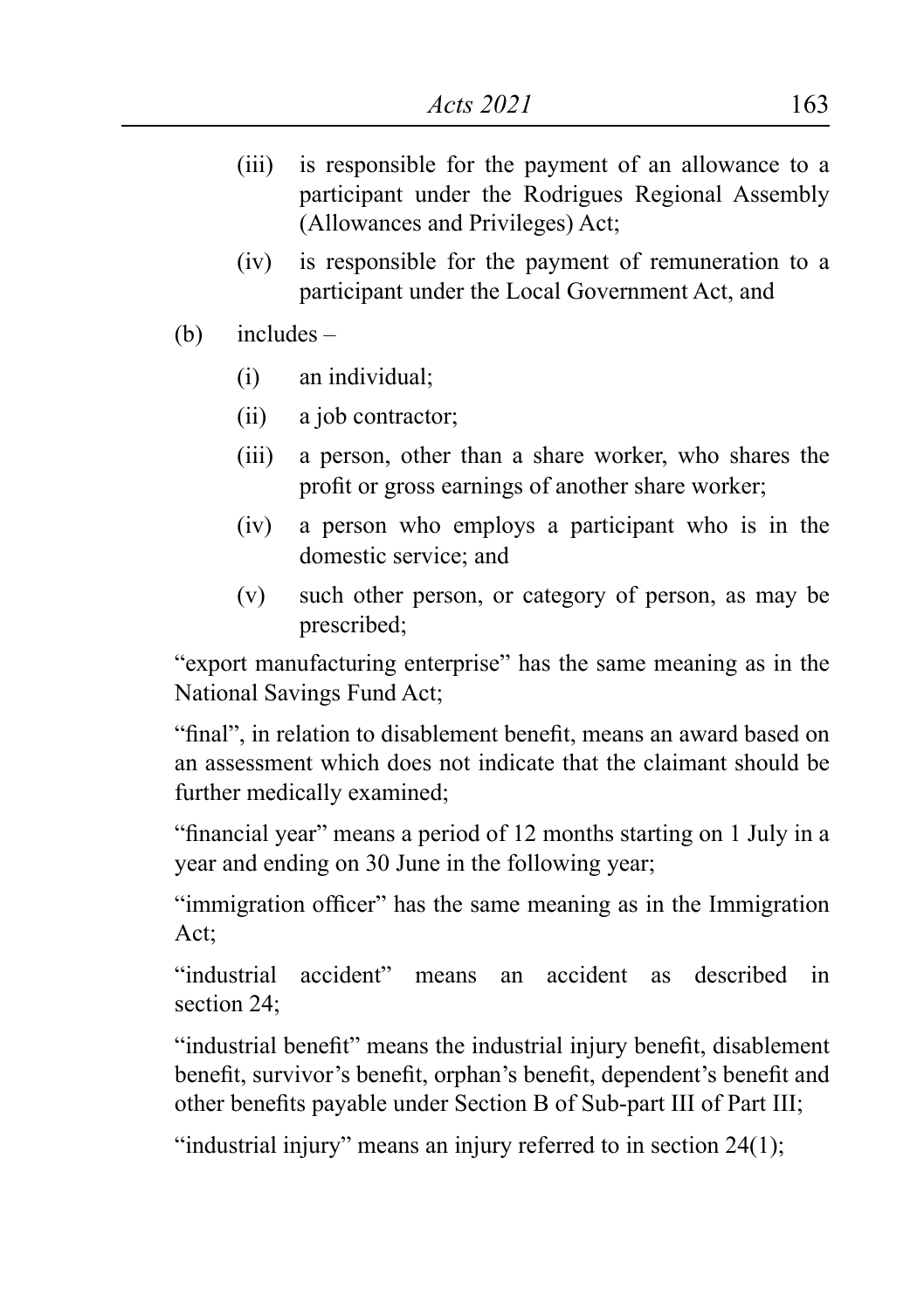(iii) is responsible for the payment of an allowance to a participant under the Rodrigues Regional Assembly (Allowances and Privileges) Act;

(iv) is responsible for the payment of remuneration to a participant under the Local Government Act, and

(b) includes –

(i) an individual;

(ii) a job contractor;

(iii) a person, other than a share worker, who shares the profit or gross earnings of another share worker;

(iv) a person who employs a participant who is in the domestic service; and

(v) such other person, or category of person, as may be prescribed;

"export manufacturing enterprise" has the same meaning as in the National Savings Fund Act;

"final", in relation to disablement benefit, means an award based on an assessment which does not indicate that the claimant should be further medically examined;

"financial year" means a period of 12 months starting on 1 July in a year and ending on 30 June in the following year;

"immigration officer" has the same meaning as in the Immigration Act;

"industrial accident" means an accident as described in section 24;

"industrial benefit" means the industrial injury benefit, disablement benefit, survivor's benefit, orphan's benefit, dependent's benefit and other benefits payable under Section B of Sub-part III of Part III;

"industrial injury" means an injury referred to in section 24(1);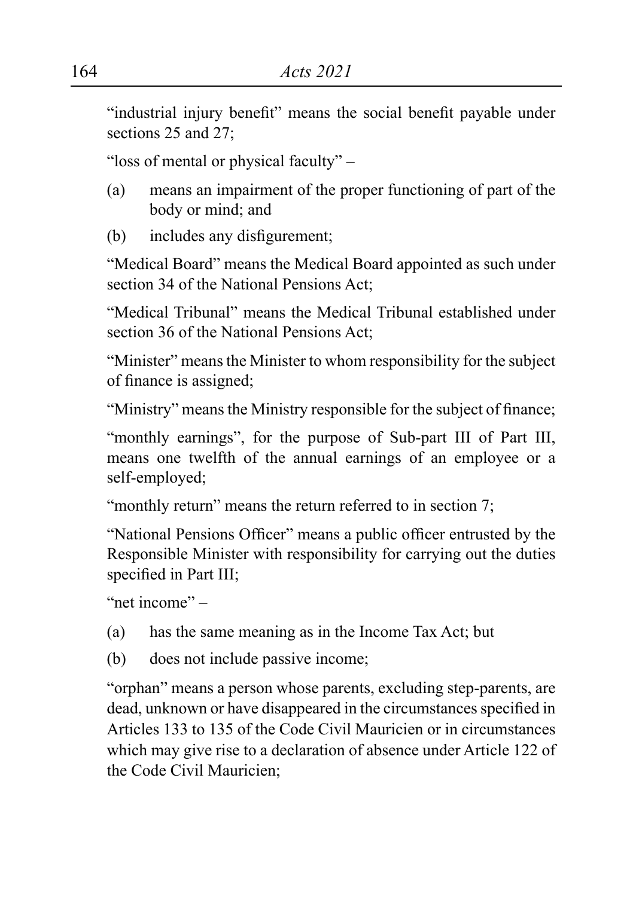"industrial injury benefit" means the social benefit payable under sections 25 and 27;

"loss of mental or physical faculty" –

(a) means an impairment of the proper functioning of part of the body or mind; and

(b) includes any disfigurement;

"Medical Board" means the Medical Board appointed as such under section 34 of the National Pensions Act;

"Medical Tribunal" means the Medical Tribunal established under section 36 of the National Pensions Act;

"Minister" means the Minister to whom responsibility for the subject of finance is assigned;

"Ministry" means the Ministry responsible for the subject of finance;

"monthly earnings", for the purpose of Sub-part III of Part III, means one twelfth of the annual earnings of an employee or a self-employed;

"monthly return" means the return referred to in section 7;

"National Pensions Officer" means a public officer entrusted by the Responsible Minister with responsibility for carrying out the duties specified in Part III;

"net income" –

(a) has the same meaning as in the Income Tax Act; but

(b) does not include passive income;

"orphan" means a person whose parents, excluding step-parents, are dead, unknown or have disappeared in the circumstances specified in Articles 133 to 135 of the Code Civil Mauricien or in circumstances which may give rise to a declaration of absence under Article 122 of the Code Civil Mauricien;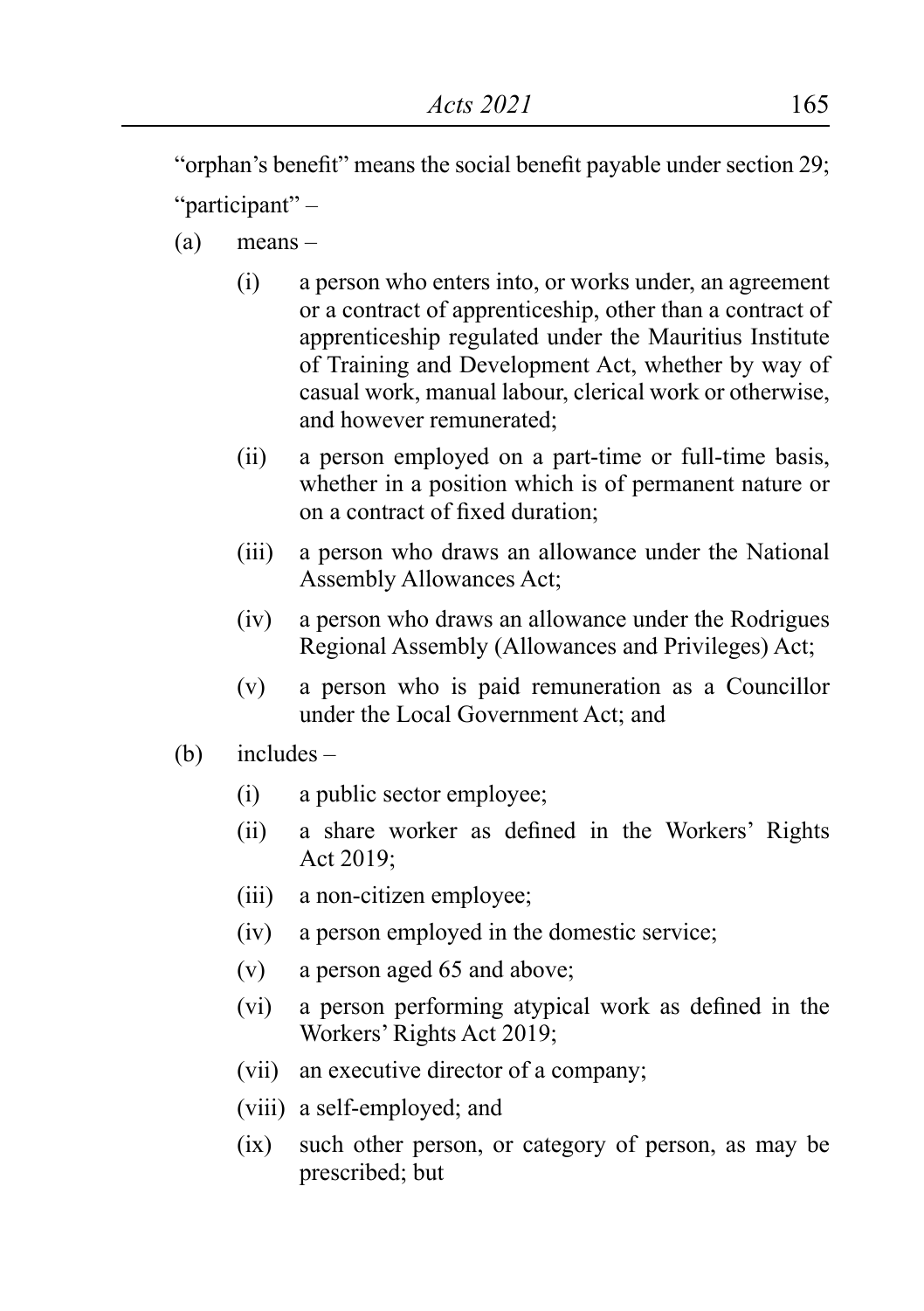"orphan's benefit" means the social benefit payable under section 29;

"participant" –

(a) means –

  (i) a person who enters into, or works under, an agreement or a contract of apprenticeship, other than a contract of apprenticeship regulated under the Mauritius Institute of Training and Development Act, whether by way of casual work, manual labour, clerical work or otherwise, and however remunerated;

  (ii) a person employed on a part-time or full-time basis, whether in a position which is of permanent nature or on a contract of fixed duration;

  (iii) a person who draws an allowance under the National Assembly Allowances Act;

  (iv) a person who draws an allowance under the Rodrigues Regional Assembly (Allowances and Privileges) Act;

  (v) a person who is paid remuneration as a Councillor under the Local Government Act; and

(b) includes –

  (i) a public sector employee;

  (ii) a share worker as defined in the Workers' Rights Act 2019;

  (iii) a non-citizen employee;

  (iv) a person employed in the domestic service;

  (v) a person aged 65 and above;

  (vi) a person performing atypical work as defined in the Workers' Rights Act 2019;

  (vii) an executive director of a company;

  (viii) a self-employed; and

  (ix) such other person, or category of person, as may be prescribed; but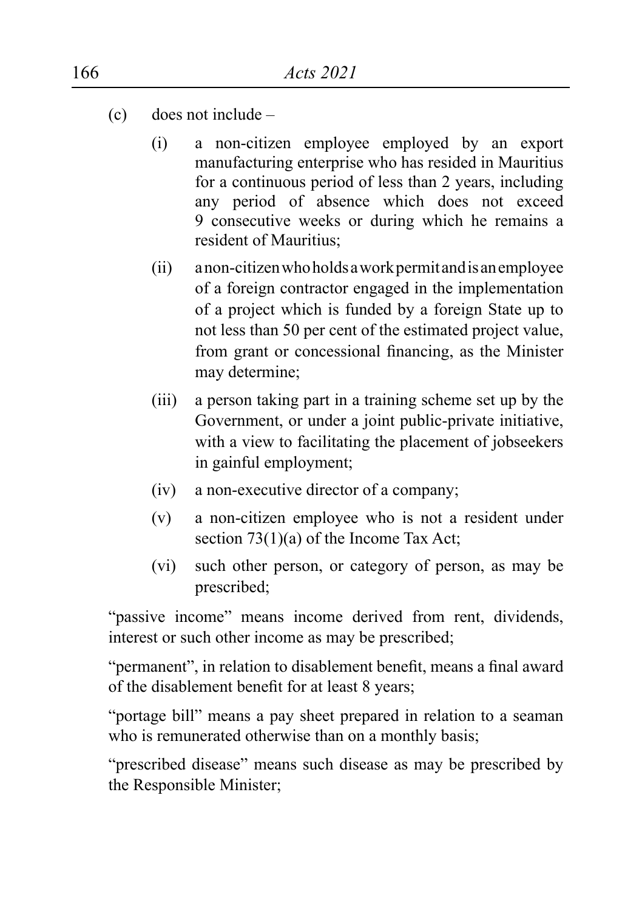(c) does not include –

(i) a non-citizen employee employed by an export manufacturing enterprise who has resided in Mauritius for a continuous period of less than 2 years, including any period of absence which does not exceed 9 consecutive weeks or during which he remains a resident of Mauritius;

(ii) a non-citizen who holds a work permit and is an employee of a foreign contractor engaged in the implementation of a project which is funded by a foreign State up to not less than 50 per cent of the estimated project value, from grant or concessional financing, as the Minister may determine;

(iii) a person taking part in a training scheme set up by the Government, or under a joint public-private initiative, with a view to facilitating the placement of jobseekers in gainful employment;

(iv) a non-executive director of a company;

(v) a non-citizen employee who is not a resident under section 73(1)(a) of the Income Tax Act;

(vi) such other person, or category of person, as may be prescribed;

"passive income" means income derived from rent, dividends, interest or such other income as may be prescribed;

"permanent", in relation to disablement benefit, means a final award of the disablement benefit for at least 8 years;

"portage bill" means a pay sheet prepared in relation to a seaman who is remunerated otherwise than on a monthly basis;

"prescribed disease" means such disease as may be prescribed by the Responsible Minister;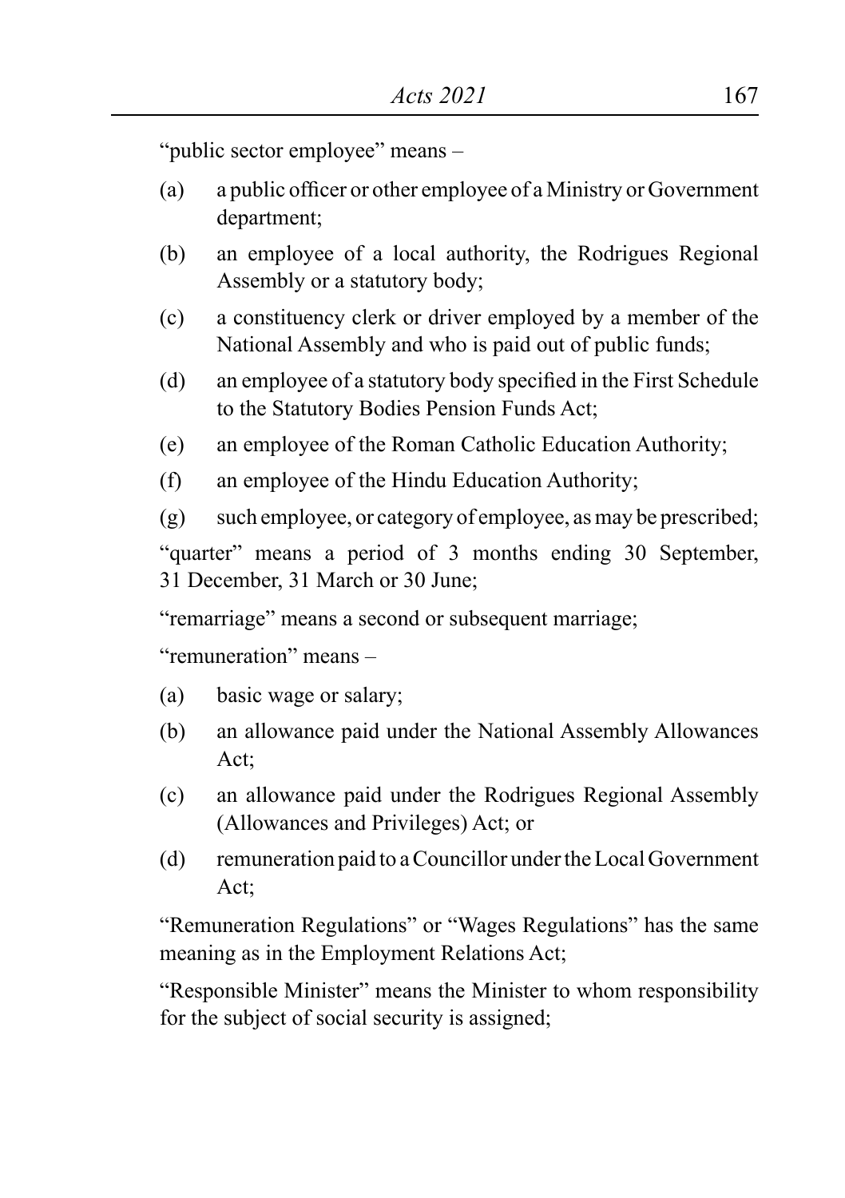"public sector employee" means –

(a) a public officer or other employee of a Ministry or Government department;

(b) an employee of a local authority, the Rodrigues Regional Assembly or a statutory body;

(c) a constituency clerk or driver employed by a member of the National Assembly and who is paid out of public funds;

(d) an employee of a statutory body specified in the First Schedule to the Statutory Bodies Pension Funds Act;

(e) an employee of the Roman Catholic Education Authority;

(f) an employee of the Hindu Education Authority;

(g) such employee, or category of employee, as may be prescribed;

"quarter" means a period of 3 months ending 30 September, 31 December, 31 March or 30 June;

"remarriage" means a second or subsequent marriage;

"remuneration" means –

(a) basic wage or salary;

(b) an allowance paid under the National Assembly Allowances Act;

(c) an allowance paid under the Rodrigues Regional Assembly (Allowances and Privileges) Act; or

(d) remuneration paid to a Councillor under the Local Government Act;

"Remuneration Regulations" or "Wages Regulations" has the same meaning as in the Employment Relations Act;

"Responsible Minister" means the Minister to whom responsibility for the subject of social security is assigned;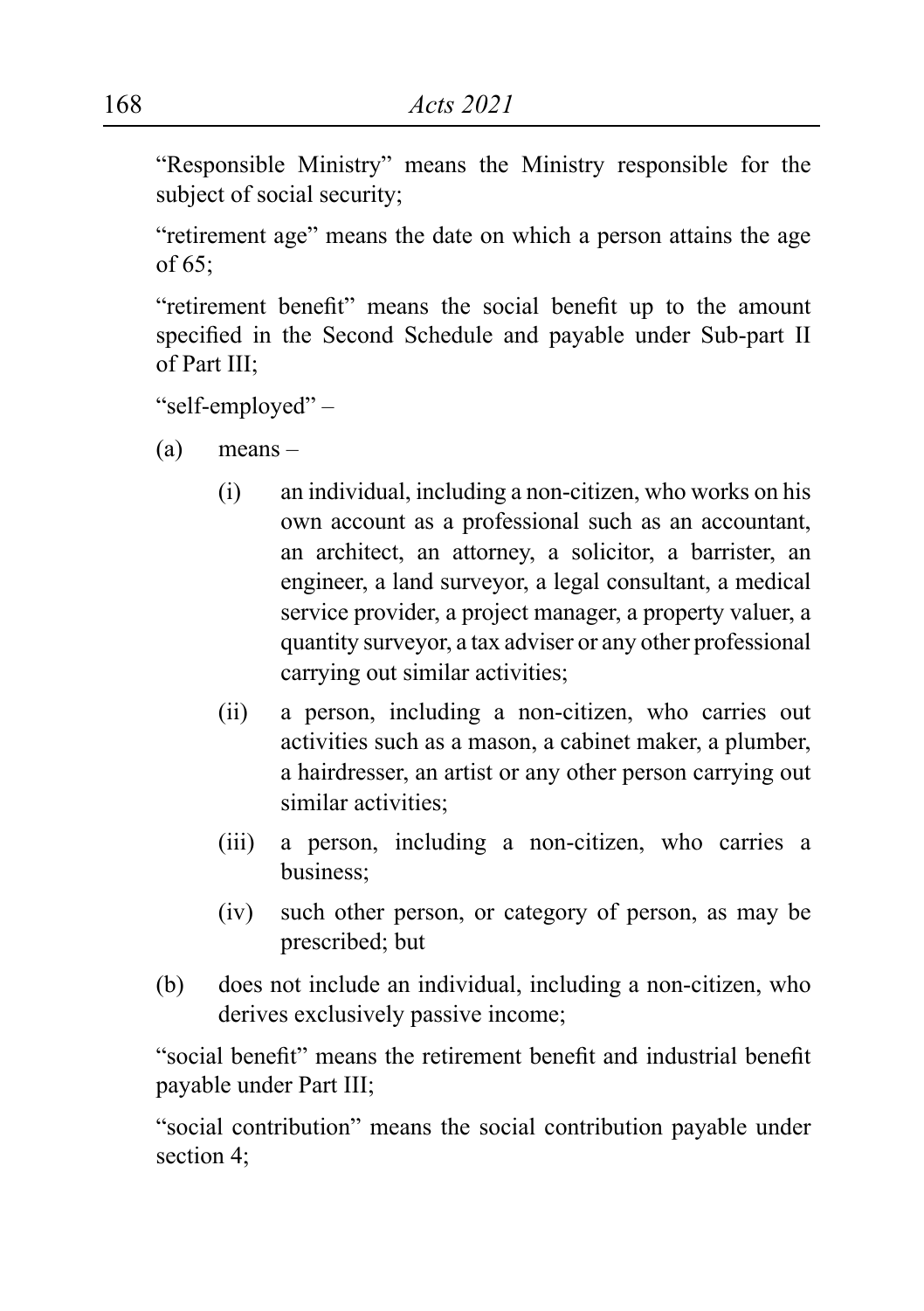"Responsible Ministry" means the Ministry responsible for the subject of social security;

"retirement age" means the date on which a person attains the age of 65;

"retirement benefit" means the social benefit up to the amount specified in the Second Schedule and payable under Sub-part II of Part III;

"self-employed" –

(a) means –

(i) an individual, including a non-citizen, who works on his own account as a professional such as an accountant, an architect, an attorney, a solicitor, a barrister, an engineer, a land surveyor, a legal consultant, a medical service provider, a project manager, a property valuer, a quantity surveyor, a tax adviser or any other professional carrying out similar activities;

(ii) a person, including a non-citizen, who carries out activities such as a mason, a cabinet maker, a plumber, a hairdresser, an artist or any other person carrying out similar activities;

(iii) a person, including a non-citizen, who carries a business;

(iv) such other person, or category of person, as may be prescribed; but

(b) does not include an individual, including a non-citizen, who derives exclusively passive income;

"social benefit" means the retirement benefit and industrial benefit payable under Part III;

"social contribution" means the social contribution payable under section 4;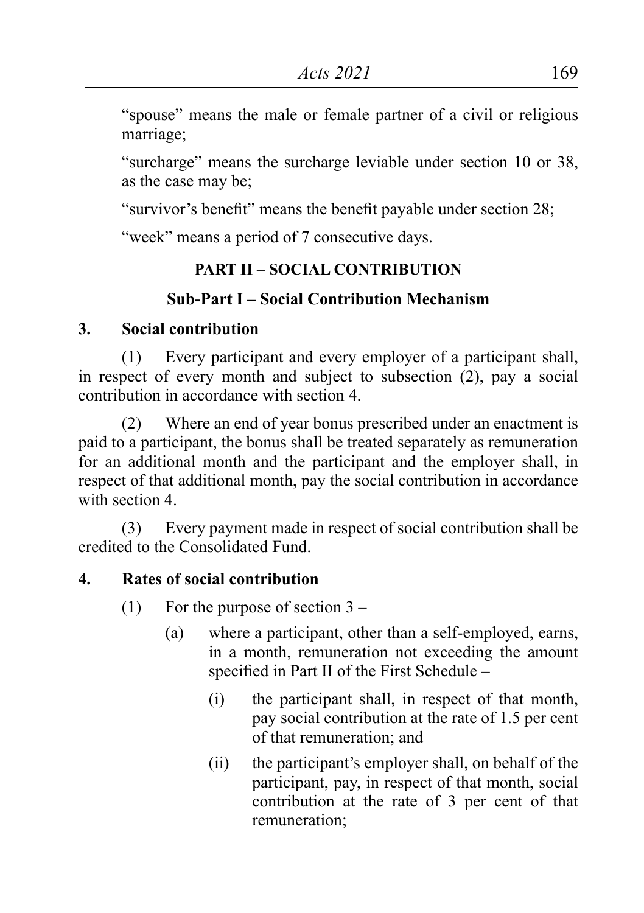"spouse" means the male or female partner of a civil or religious marriage;

"surcharge" means the surcharge leviable under section 10 or 38, as the case may be;

"survivor's benefit" means the benefit payable under section 28;

"week" means a period of 7 consecutive days.

## PART II – SOCIAL CONTRIBUTION

### Sub-Part I – Social Contribution Mechanism

**3. Social contribution**

(1) Every participant and every employer of a participant shall, in respect of every month and subject to subsection (2), pay a social contribution in accordance with section 4.

(2) Where an end of year bonus prescribed under an enactment is paid to a participant, the bonus shall be treated separately as remuneration for an additional month and the participant and the employer shall, in respect of that additional month, pay the social contribution in accordance with section 4.

(3) Every payment made in respect of social contribution shall be credited to the Consolidated Fund.

**4. Rates of social contribution**

(1) For the purpose of section 3 –

- (a) where a participant, other than a self-employed, earns, in a month, remuneration not exceeding the amount specified in Part II of the First Schedule –
  - (i) the participant shall, in respect of that month, pay social contribution at the rate of 1.5 per cent of that remuneration; and
  - (ii) the participant's employer shall, on behalf of the participant, pay, in respect of that month, social contribution at the rate of 3 per cent of that remuneration;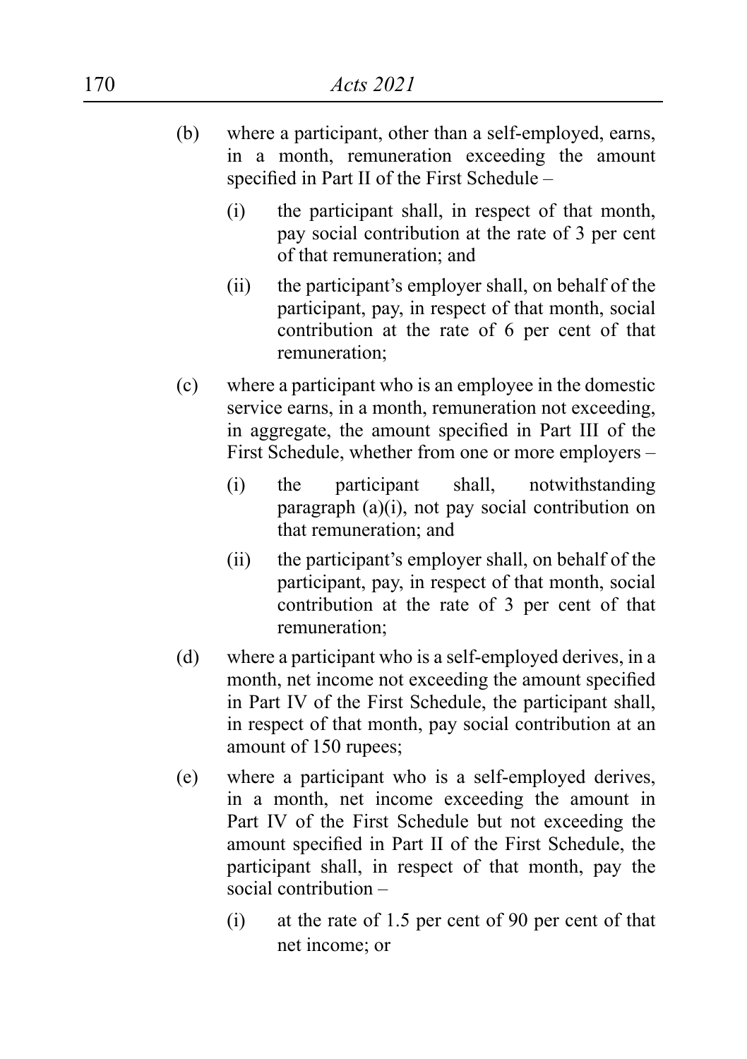(b) where a participant, other than a self-employed, earns, in a month, remuneration exceeding the amount specified in Part II of the First Schedule –

  (i) the participant shall, in respect of that month, pay social contribution at the rate of 3 per cent of that remuneration; and

  (ii) the participant's employer shall, on behalf of the participant, pay, in respect of that month, social contribution at the rate of 6 per cent of that remuneration;

(c) where a participant who is an employee in the domestic service earns, in a month, remuneration not exceeding, in aggregate, the amount specified in Part III of the First Schedule, whether from one or more employers –

  (i) the participant shall, notwithstanding paragraph (a)(i), not pay social contribution on that remuneration; and

  (ii) the participant's employer shall, on behalf of the participant, pay, in respect of that month, social contribution at the rate of 3 per cent of that remuneration;

(d) where a participant who is a self-employed derives, in a month, net income not exceeding the amount specified in Part IV of the First Schedule, the participant shall, in respect of that month, pay social contribution at an amount of 150 rupees;

(e) where a participant who is a self-employed derives, in a month, net income exceeding the amount in Part IV of the First Schedule but not exceeding the amount specified in Part II of the First Schedule, the participant shall, in respect of that month, pay the social contribution –

  (i) at the rate of 1.5 per cent of 90 per cent of that net income; or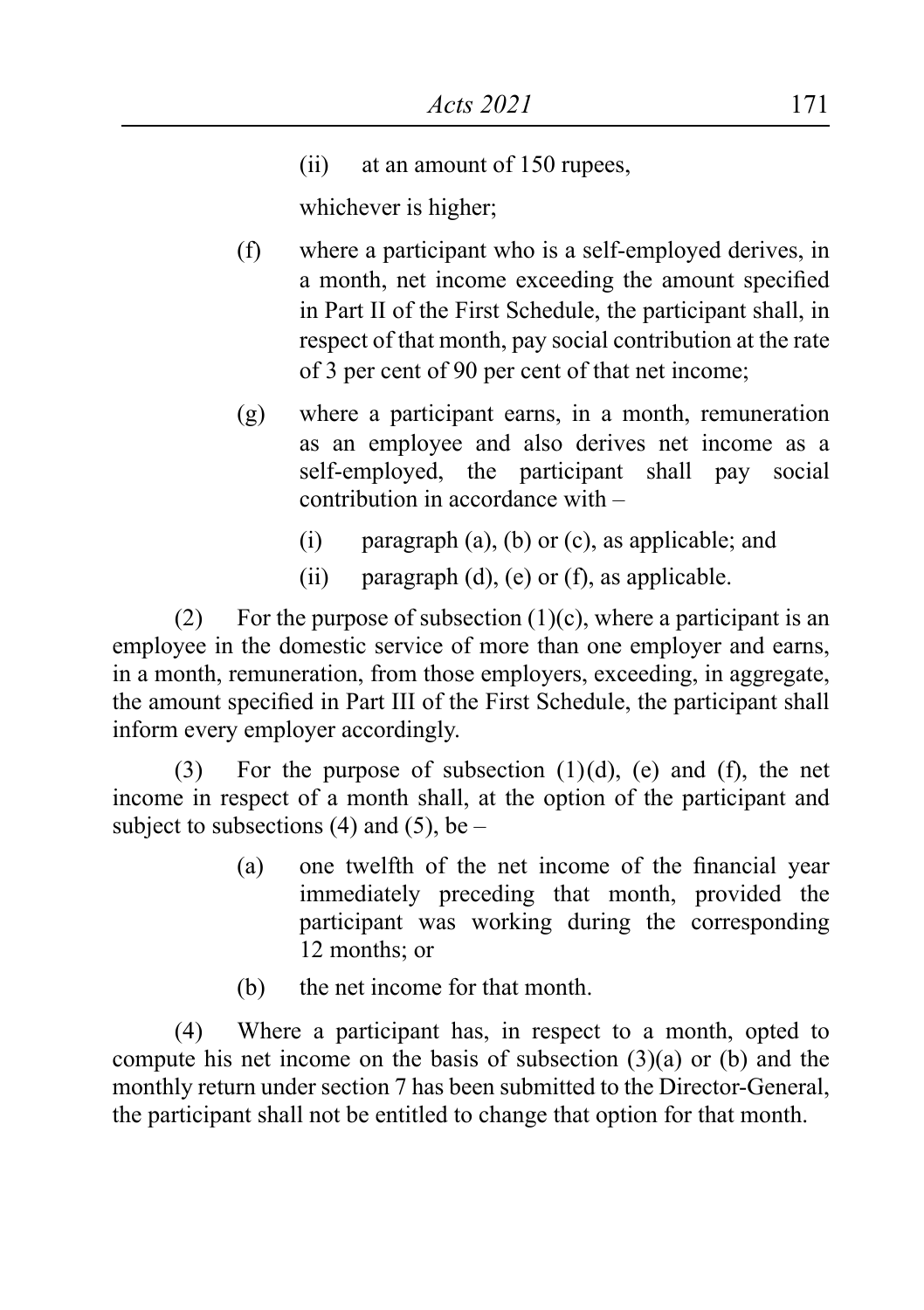(ii) at an amount of 150 rupees,

whichever is higher;

(f) where a participant who is a self-employed derives, in a month, net income exceeding the amount specified in Part II of the First Schedule, the participant shall, in respect of that month, pay social contribution at the rate of 3 per cent of 90 per cent of that net income;

(g) where a participant earns, in a month, remuneration as an employee and also derives net income as a self-employed, the participant shall pay social contribution in accordance with –

(i) paragraph (a), (b) or (c), as applicable; and

(ii) paragraph (d), (e) or (f), as applicable.

(2) For the purpose of subsection (1)(c), where a participant is an employee in the domestic service of more than one employer and earns, in a month, remuneration, from those employers, exceeding, in aggregate, the amount specified in Part III of the First Schedule, the participant shall inform every employer accordingly.

(3) For the purpose of subsection (1)(d), (e) and (f), the net income in respect of a month shall, at the option of the participant and subject to subsections (4) and (5), be –

(a) one twelfth of the net income of the financial year immediately preceding that month, provided the participant was working during the corresponding 12 months; or

(b) the net income for that month.

(4) Where a participant has, in respect to a month, opted to compute his net income on the basis of subsection (3)(a) or (b) and the monthly return under section 7 has been submitted to the Director-General, the participant shall not be entitled to change that option for that month.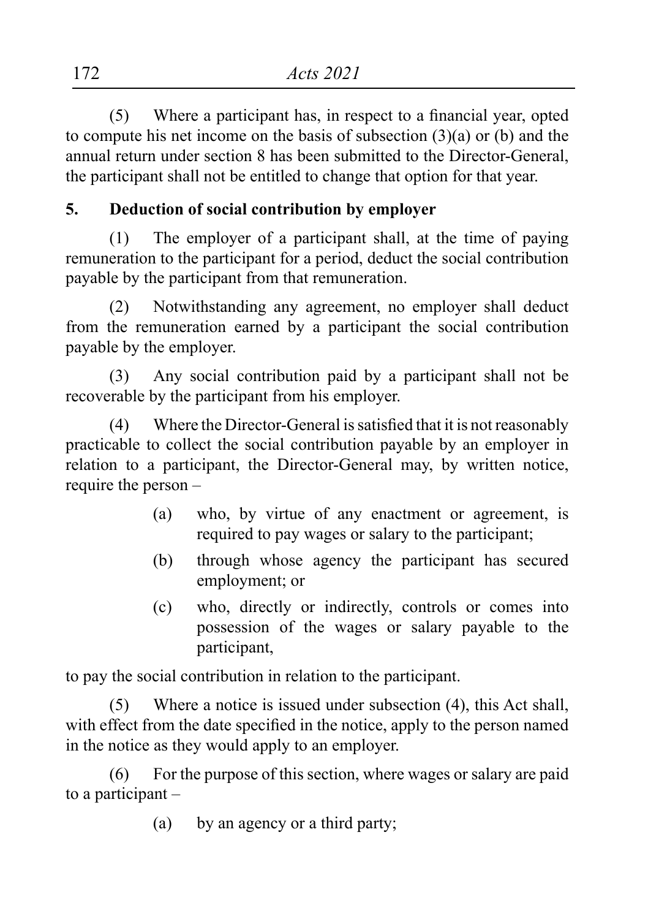(5) Where a participant has, in respect to a financial year, opted to compute his net income on the basis of subsection (3)(a) or (b) and the annual return under section 8 has been submitted to the Director-General, the participant shall not be entitled to change that option for that year.

**5. Deduction of social contribution by employer**

(1) The employer of a participant shall, at the time of paying remuneration to the participant for a period, deduct the social contribution payable by the participant from that remuneration.

(2) Notwithstanding any agreement, no employer shall deduct from the remuneration earned by a participant the social contribution payable by the employer.

(3) Any social contribution paid by a participant shall not be recoverable by the participant from his employer.

(4) Where the Director-General is satisfied that it is not reasonably practicable to collect the social contribution payable by an employer in relation to a participant, the Director-General may, by written notice, require the person –

- (a) who, by virtue of any enactment or agreement, is required to pay wages or salary to the participant;
- (b) through whose agency the participant has secured employment; or
- (c) who, directly or indirectly, controls or comes into possession of the wages or salary payable to the participant,

to pay the social contribution in relation to the participant.

(5) Where a notice is issued under subsection (4), this Act shall, with effect from the date specified in the notice, apply to the person named in the notice as they would apply to an employer.

(6) For the purpose of this section, where wages or salary are paid to a participant –

- (a) by an agency or a third party;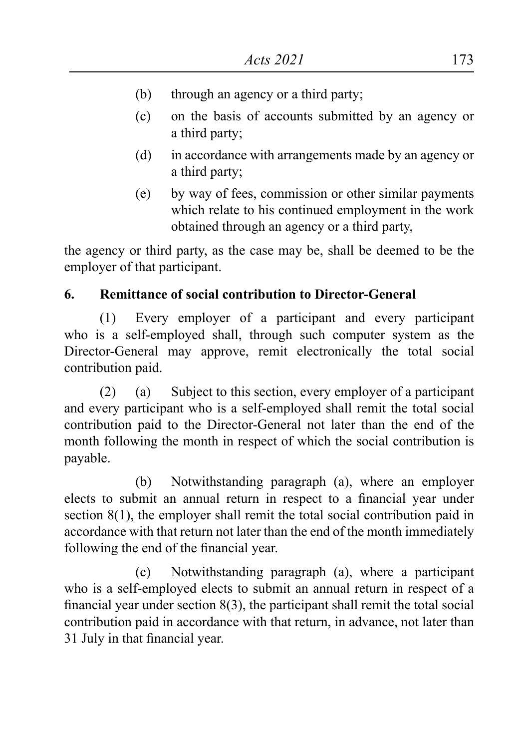(b) through an agency or a third party;

(c) on the basis of accounts submitted by an agency or a third party;

(d) in accordance with arrangements made by an agency or a third party;

(e) by way of fees, commission or other similar payments which relate to his continued employment in the work obtained through an agency or a third party,

the agency or third party, as the case may be, shall be deemed to be the employer of that participant.

**6. Remittance of social contribution to Director-General**

(1) Every employer of a participant and every participant who is a self-employed shall, through such computer system as the Director-General may approve, remit electronically the total social contribution paid.

(2) (a) Subject to this section, every employer of a participant and every participant who is a self-employed shall remit the total social contribution paid to the Director-General not later than the end of the month following the month in respect of which the social contribution is payable.

(b) Notwithstanding paragraph (a), where an employer elects to submit an annual return in respect to a financial year under section 8(1), the employer shall remit the total social contribution paid in accordance with that return not later than the end of the month immediately following the end of the financial year.

(c) Notwithstanding paragraph (a), where a participant who is a self-employed elects to submit an annual return in respect of a financial year under section 8(3), the participant shall remit the total social contribution paid in accordance with that return, in advance, not later than 31 July in that financial year.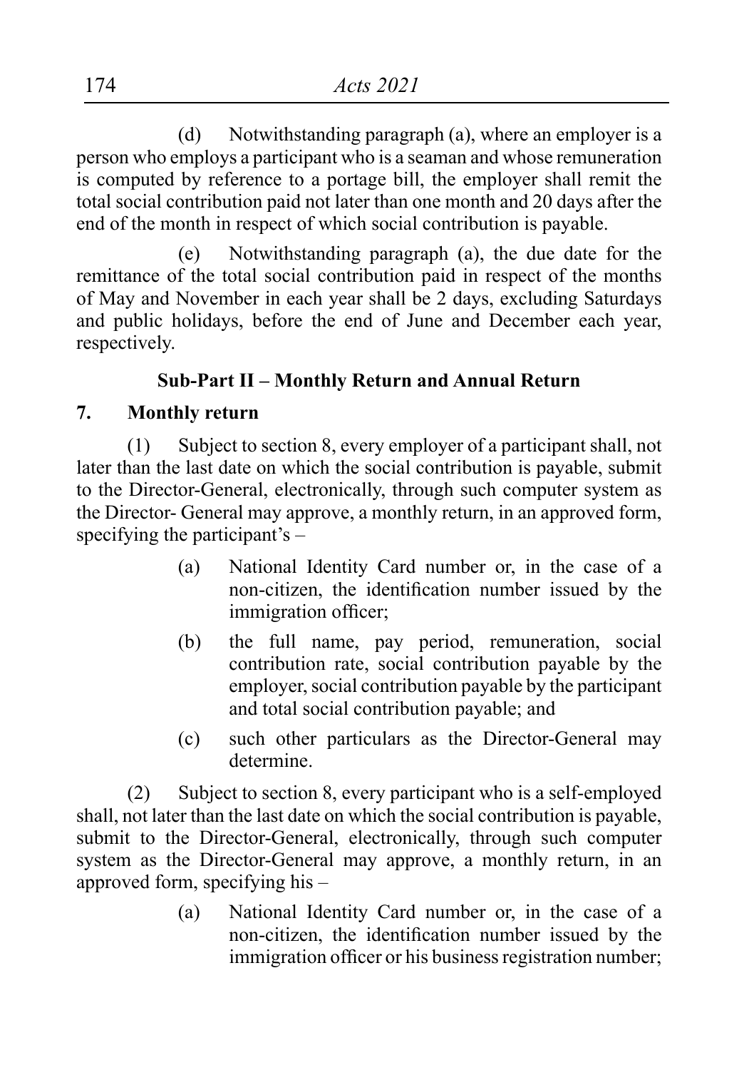(d) Notwithstanding paragraph (a), where an employer is a person who employs a participant who is a seaman and whose remuneration is computed by reference to a portage bill, the employer shall remit the total social contribution paid not later than one month and 20 days after the end of the month in respect of which social contribution is payable.

(e) Notwithstanding paragraph (a), the due date for the remittance of the total social contribution paid in respect of the months of May and November in each year shall be 2 days, excluding Saturdays and public holidays, before the end of June and December each year, respectively.

### Sub-Part II – Monthly Return and Annual Return

**7. Monthly return**

(1) Subject to section 8, every employer of a participant shall, not later than the last date on which the social contribution is payable, submit to the Director-General, electronically, through such computer system as the Director- General may approve, a monthly return, in an approved form, specifying the participant's –

(a) National Identity Card number or, in the case of a non-citizen, the identification number issued by the immigration officer;

(b) the full name, pay period, remuneration, social contribution rate, social contribution payable by the employer, social contribution payable by the participant and total social contribution payable; and

(c) such other particulars as the Director-General may determine.

(2) Subject to section 8, every participant who is a self-employed shall, not later than the last date on which the social contribution is payable, submit to the Director-General, electronically, through such computer system as the Director-General may approve, a monthly return, in an approved form, specifying his –

(a) National Identity Card number or, in the case of a non-citizen, the identification number issued by the immigration officer or his business registration number;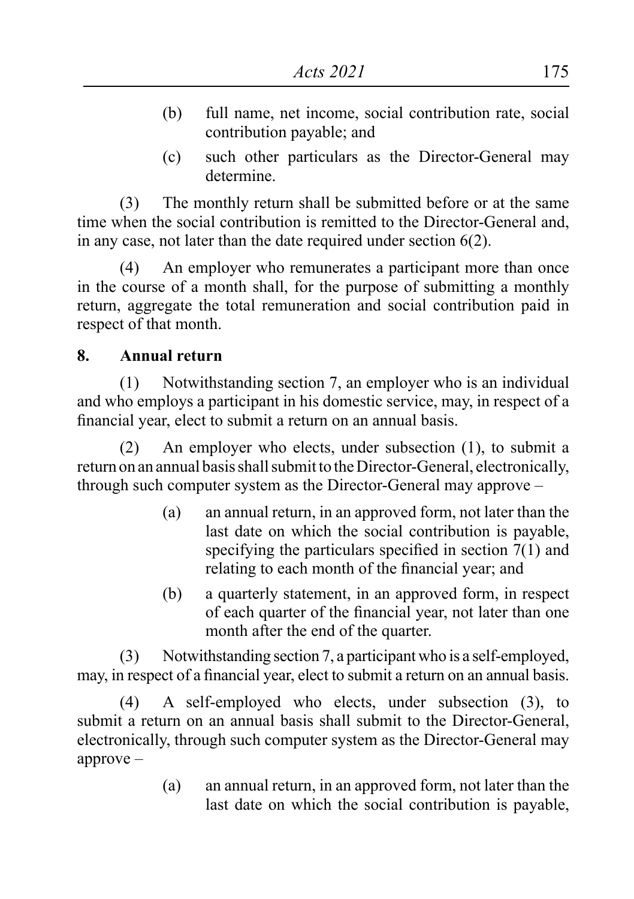(b) full name, net income, social contribution rate, social contribution payable; and

(c) such other particulars as the Director-General may determine.

(3) The monthly return shall be submitted before or at the same time when the social contribution is remitted to the Director-General and, in any case, not later than the date required under section 6(2).

(4) An employer who remunerates a participant more than once in the course of a month shall, for the purpose of submitting a monthly return, aggregate the total remuneration and social contribution paid in respect of that month.

**8. Annual return**

(1) Notwithstanding section 7, an employer who is an individual and who employs a participant in his domestic service, may, in respect of a financial year, elect to submit a return on an annual basis.

(2) An employer who elects, under subsection (1), to submit a return on an annual basis shall submit to the Director-General, electronically, through such computer system as the Director-General may approve –

(a) an annual return, in an approved form, not later than the last date on which the social contribution is payable, specifying the particulars specified in section 7(1) and relating to each month of the financial year; and

(b) a quarterly statement, in an approved form, in respect of each quarter of the financial year, not later than one month after the end of the quarter.

(3) Notwithstanding section 7, a participant who is a self-employed, may, in respect of a financial year, elect to submit a return on an annual basis.

(4) A self-employed who elects, under subsection (3), to submit a return on an annual basis shall submit to the Director-General, electronically, through such computer system as the Director-General may approve –

(a) an annual return, in an approved form, not later than the last date on which the social contribution is payable,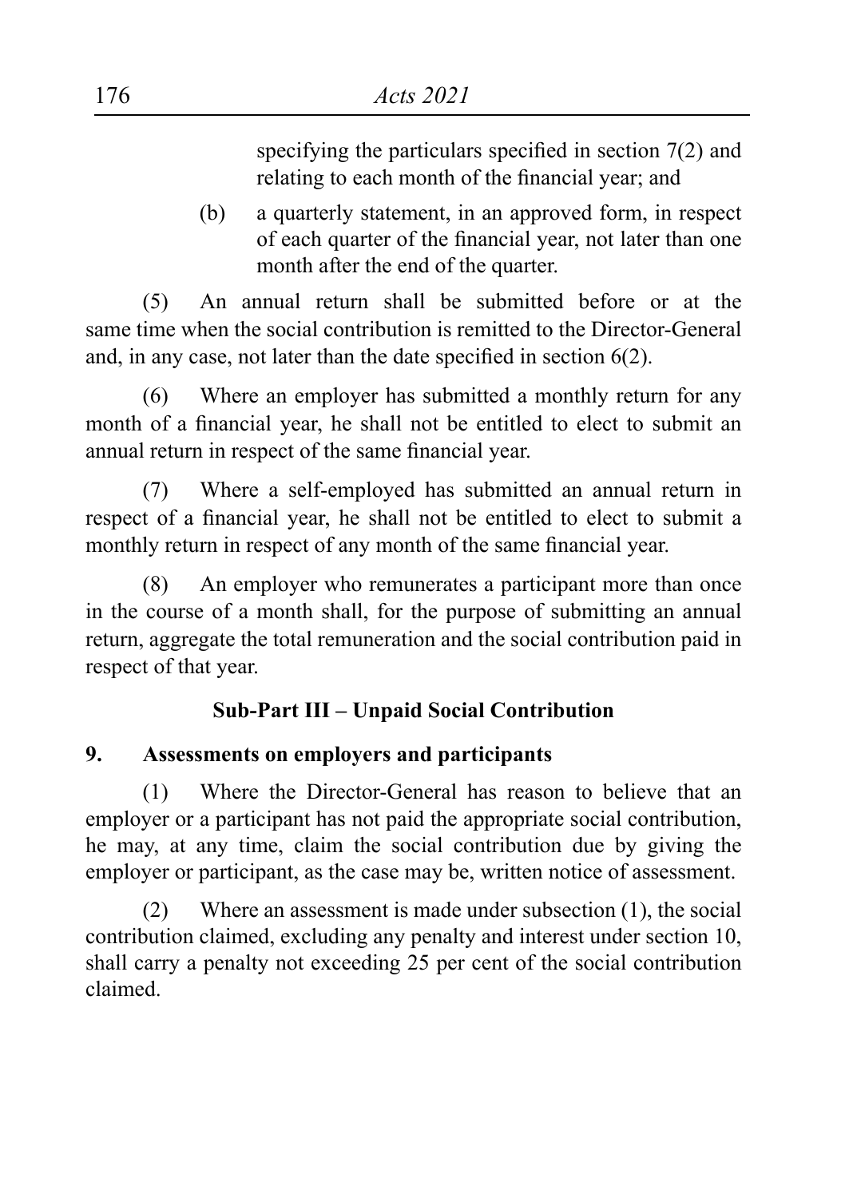specifying the particulars specified in section 7(2) and relating to each month of the financial year; and

(b) a quarterly statement, in an approved form, in respect of each quarter of the financial year, not later than one month after the end of the quarter.

(5) An annual return shall be submitted before or at the same time when the social contribution is remitted to the Director-General and, in any case, not later than the date specified in section 6(2).

(6) Where an employer has submitted a monthly return for any month of a financial year, he shall not be entitled to elect to submit an annual return in respect of the same financial year.

(7) Where a self-employed has submitted an annual return in respect of a financial year, he shall not be entitled to elect to submit a monthly return in respect of any month of the same financial year.

(8) An employer who remunerates a participant more than once in the course of a month shall, for the purpose of submitting an annual return, aggregate the total remuneration and the social contribution paid in respect of that year.

### Sub-Part III – Unpaid Social Contribution

**9. Assessments on employers and participants**

(1) Where the Director-General has reason to believe that an employer or a participant has not paid the appropriate social contribution, he may, at any time, claim the social contribution due by giving the employer or participant, as the case may be, written notice of assessment.

(2) Where an assessment is made under subsection (1), the social contribution claimed, excluding any penalty and interest under section 10, shall carry a penalty not exceeding 25 per cent of the social contribution claimed.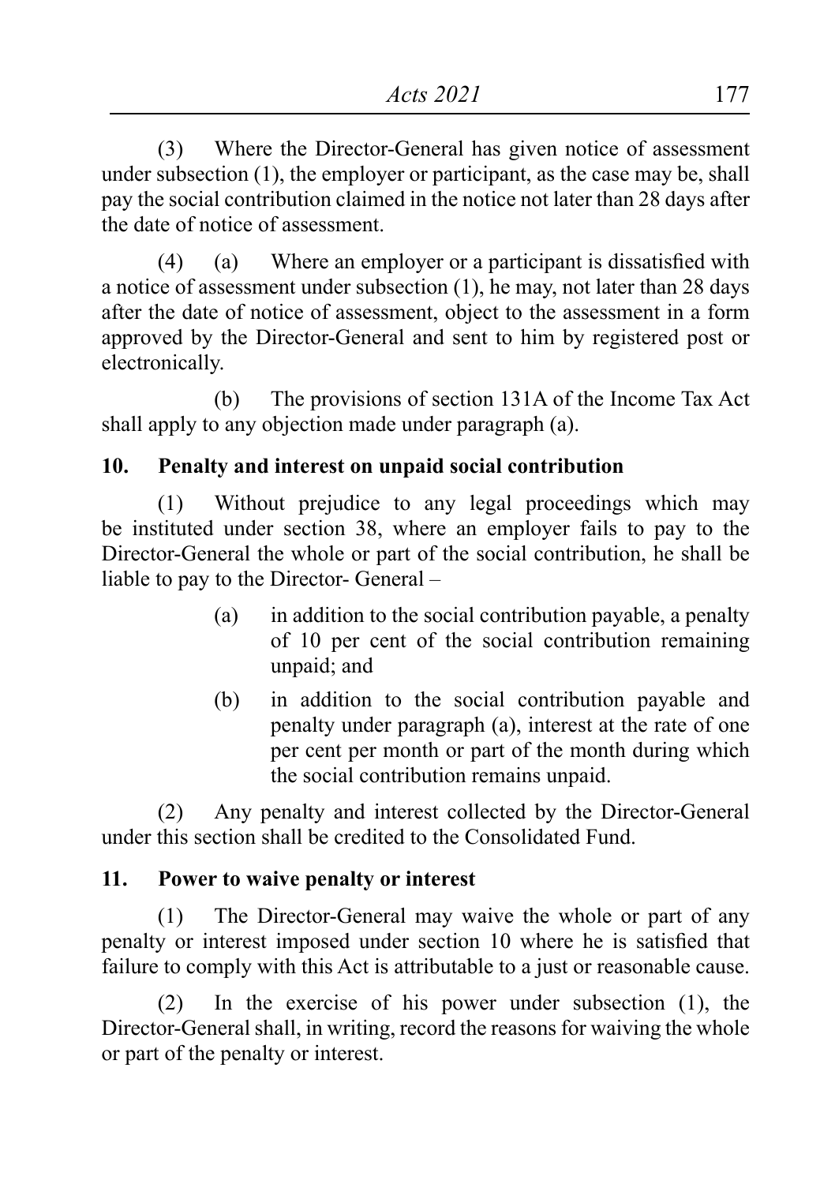(3) Where the Director-General has given notice of assessment under subsection (1), the employer or participant, as the case may be, shall pay the social contribution claimed in the notice not later than 28 days after the date of notice of assessment.

(4) (a) Where an employer or a participant is dissatisfied with a notice of assessment under subsection (1), he may, not later than 28 days after the date of notice of assessment, object to the assessment in a form approved by the Director-General and sent to him by registered post or electronically.

(b) The provisions of section 131A of the Income Tax Act shall apply to any objection made under paragraph (a).

**10. Penalty and interest on unpaid social contribution**

(1) Without prejudice to any legal proceedings which may be instituted under section 38, where an employer fails to pay to the Director-General the whole or part of the social contribution, he shall be liable to pay to the Director- General –

(a) in addition to the social contribution payable, a penalty of 10 per cent of the social contribution remaining unpaid; and

(b) in addition to the social contribution payable and penalty under paragraph (a), interest at the rate of one per cent per month or part of the month during which the social contribution remains unpaid.

(2) Any penalty and interest collected by the Director-General under this section shall be credited to the Consolidated Fund.

**11. Power to waive penalty or interest**

(1) The Director-General may waive the whole or part of any penalty or interest imposed under section 10 where he is satisfied that failure to comply with this Act is attributable to a just or reasonable cause.

(2) In the exercise of his power under subsection (1), the Director-General shall, in writing, record the reasons for waiving the whole or part of the penalty or interest.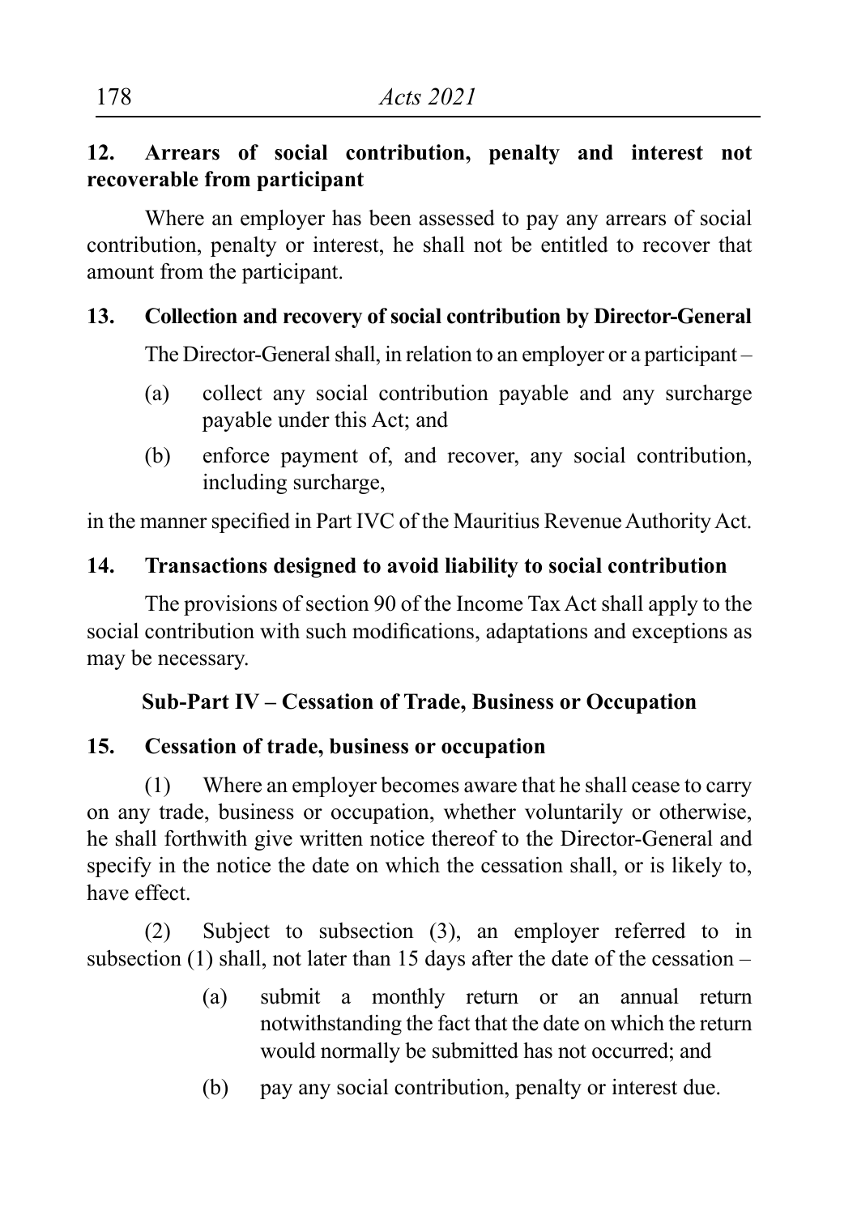**12. Arrears of social contribution, penalty and interest not recoverable from participant**

Where an employer has been assessed to pay any arrears of social contribution, penalty or interest, he shall not be entitled to recover that amount from the participant.

**13. Collection and recovery of social contribution by Director-General**

The Director-General shall, in relation to an employer or a participant –

(a) collect any social contribution payable and any surcharge payable under this Act; and

(b) enforce payment of, and recover, any social contribution, including surcharge,

in the manner specified in Part IVC of the Mauritius Revenue Authority Act.

**14. Transactions designed to avoid liability to social contribution**

The provisions of section 90 of the Income Tax Act shall apply to the social contribution with such modifications, adaptations and exceptions as may be necessary.

**Sub-Part IV – Cessation of Trade, Business or Occupation**

**15. Cessation of trade, business or occupation**

(1) Where an employer becomes aware that he shall cease to carry on any trade, business or occupation, whether voluntarily or otherwise, he shall forthwith give written notice thereof to the Director-General and specify in the notice the date on which the cessation shall, or is likely to, have effect.

(2) Subject to subsection (3), an employer referred to in subsection (1) shall, not later than 15 days after the date of the cessation –

(a) submit a monthly return or an annual return notwithstanding the fact that the date on which the return would normally be submitted has not occurred; and

(b) pay any social contribution, penalty or interest due.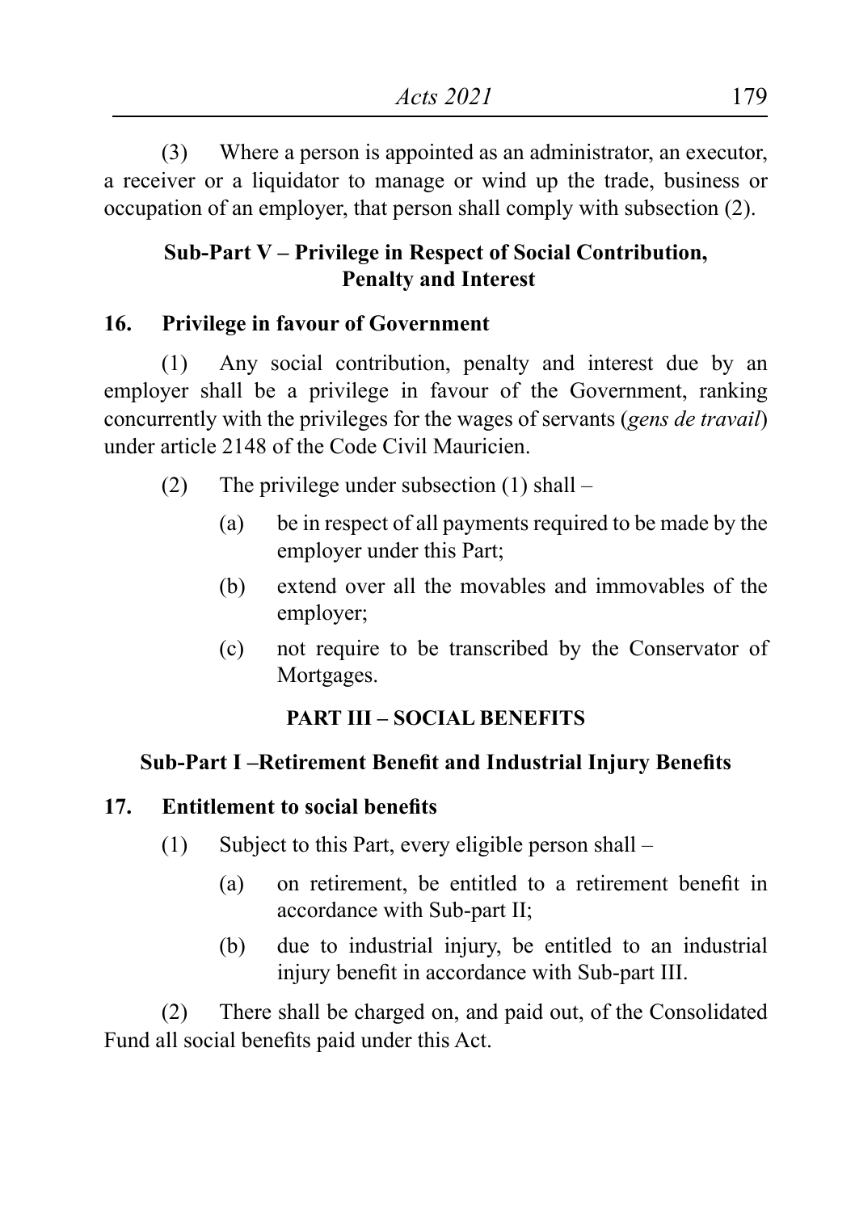(3) Where a person is appointed as an administrator, an executor, a receiver or a liquidator to manage or wind up the trade, business or occupation of an employer, that person shall comply with subsection (2).

### Sub-Part V – Privilege in Respect of Social Contribution, Penalty and Interest

**16. Privilege in favour of Government**

(1) Any social contribution, penalty and interest due by an employer shall be a privilege in favour of the Government, ranking concurrently with the privileges for the wages of servants (*gens de travail*) under article 2148 of the Code Civil Mauricien.

(2) The privilege under subsection (1) shall –

(a) be in respect of all payments required to be made by the employer under this Part;

(b) extend over all the movables and immovables of the employer;

(c) not require to be transcribed by the Conservator of Mortgages.

## PART III – SOCIAL BENEFITS

### Sub-Part I –Retirement Benefit and Industrial Injury Benefits

**17. Entitlement to social benefits**

(1) Subject to this Part, every eligible person shall –

(a) on retirement, be entitled to a retirement benefit in accordance with Sub-part II;

(b) due to industrial injury, be entitled to an industrial injury benefit in accordance with Sub-part III.

(2) There shall be charged on, and paid out, of the Consolidated Fund all social benefits paid under this Act.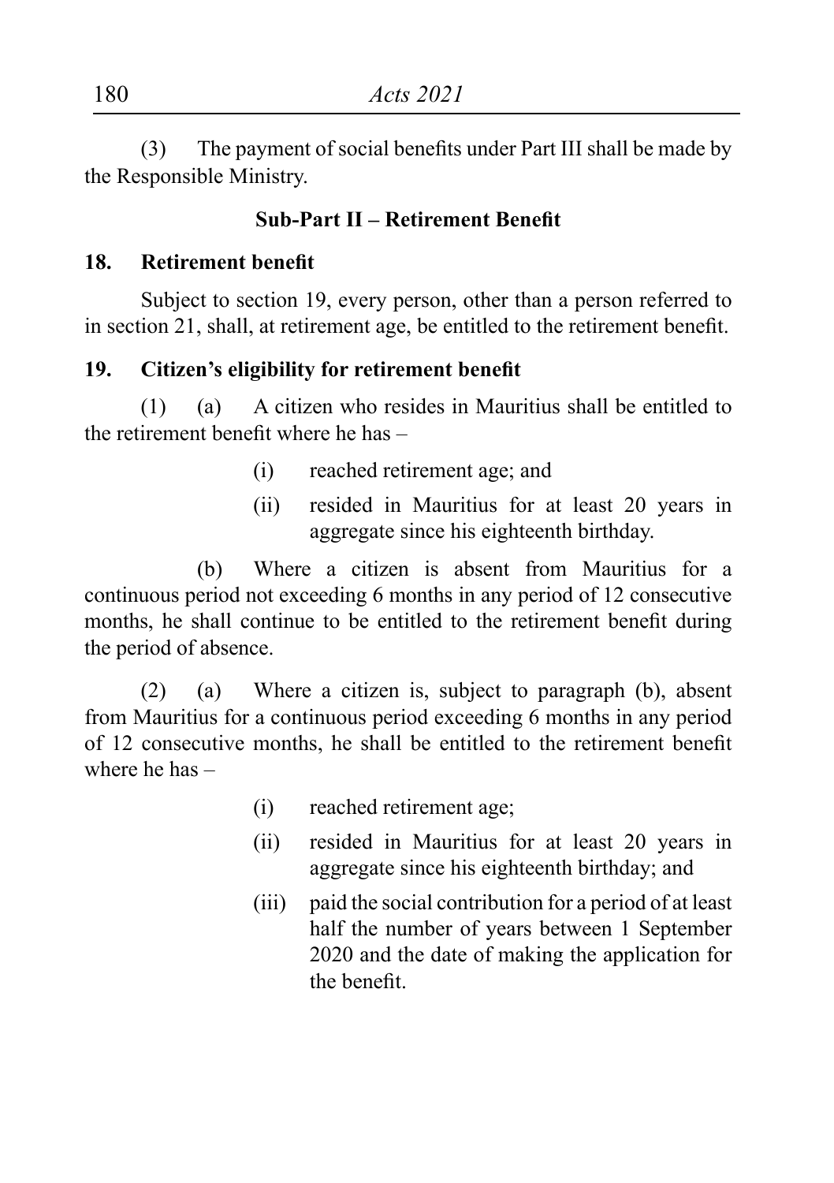(3) The payment of social benefits under Part III shall be made by the Responsible Ministry.

### Sub-Part II – Retirement Benefit

**18. Retirement benefit**

Subject to section 19, every person, other than a person referred to in section 21, shall, at retirement age, be entitled to the retirement benefit.

**19. Citizen's eligibility for retirement benefit**

(1) (a) A citizen who resides in Mauritius shall be entitled to the retirement benefit where he has –

- (i) reached retirement age; and
- (ii) resided in Mauritius for at least 20 years in aggregate since his eighteenth birthday.

(b) Where a citizen is absent from Mauritius for a continuous period not exceeding 6 months in any period of 12 consecutive months, he shall continue to be entitled to the retirement benefit during the period of absence.

(2) (a) Where a citizen is, subject to paragraph (b), absent from Mauritius for a continuous period exceeding 6 months in any period of 12 consecutive months, he shall be entitled to the retirement benefit where he has –

- (i) reached retirement age;
- (ii) resided in Mauritius for at least 20 years in aggregate since his eighteenth birthday; and
- (iii) paid the social contribution for a period of at least half the number of years between 1 September 2020 and the date of making the application for the benefit.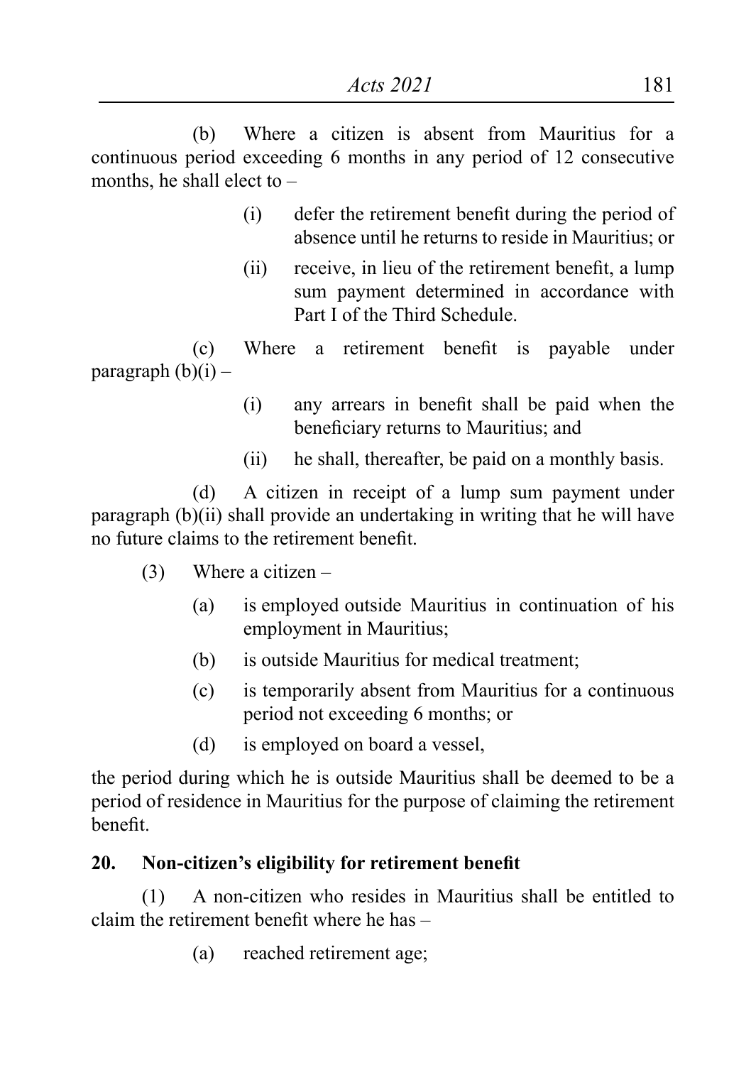(b) Where a citizen is absent from Mauritius for a continuous period exceeding 6 months in any period of 12 consecutive months, he shall elect to –

(i) defer the retirement benefit during the period of absence until he returns to reside in Mauritius; or

(ii) receive, in lieu of the retirement benefit, a lump sum payment determined in accordance with Part I of the Third Schedule.

(c) Where a retirement benefit is payable under paragraph (b)(i) –

(i) any arrears in benefit shall be paid when the beneficiary returns to Mauritius; and

(ii) he shall, thereafter, be paid on a monthly basis.

(d) A citizen in receipt of a lump sum payment under paragraph (b)(ii) shall provide an undertaking in writing that he will have no future claims to the retirement benefit.

(3) Where a citizen –

(a) is employed outside Mauritius in continuation of his employment in Mauritius;

(b) is outside Mauritius for medical treatment;

(c) is temporarily absent from Mauritius for a continuous period not exceeding 6 months; or

(d) is employed on board a vessel,

the period during which he is outside Mauritius shall be deemed to be a period of residence in Mauritius for the purpose of claiming the retirement benefit.

### 20. Non-citizen's eligibility for retirement benefit

(1) A non-citizen who resides in Mauritius shall be entitled to claim the retirement benefit where he has –

(a) reached retirement age;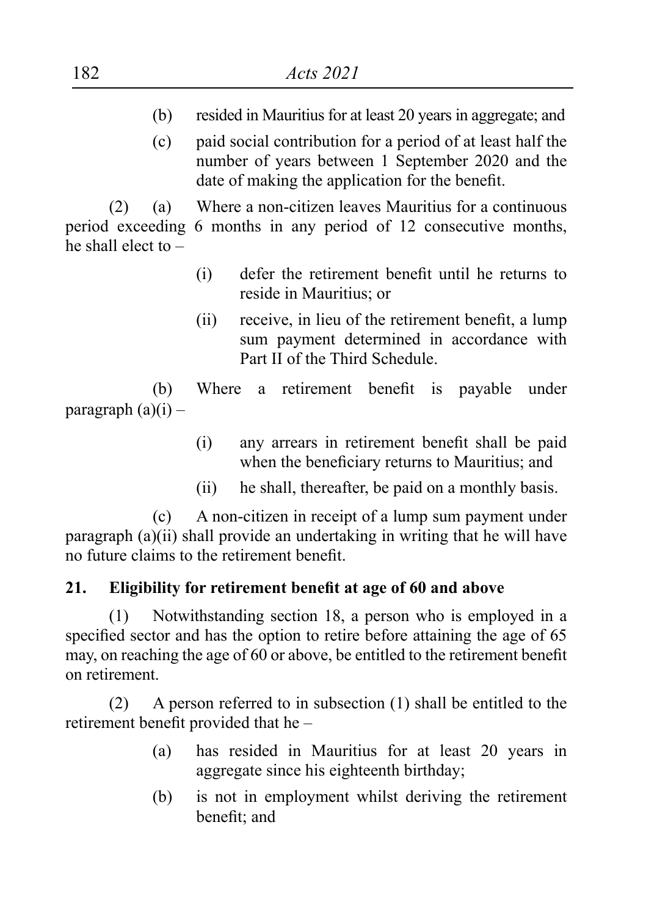(b) resided in Mauritius for at least 20 years in aggregate; and

(c) paid social contribution for a period of at least half the number of years between 1 September 2020 and the date of making the application for the benefit.

(2) (a) Where a non-citizen leaves Mauritius for a continuous period exceeding 6 months in any period of 12 consecutive months, he shall elect to –

(i) defer the retirement benefit until he returns to reside in Mauritius; or

(ii) receive, in lieu of the retirement benefit, a lump sum payment determined in accordance with Part II of the Third Schedule.

(b) Where a retirement benefit is payable under paragraph (a)(i) –

(i) any arrears in retirement benefit shall be paid when the beneficiary returns to Mauritius; and

(ii) he shall, thereafter, be paid on a monthly basis.

(c) A non-citizen in receipt of a lump sum payment under paragraph (a)(ii) shall provide an undertaking in writing that he will have no future claims to the retirement benefit.

**21. Eligibility for retirement benefit at age of 60 and above**

(1) Notwithstanding section 18, a person who is employed in a specified sector and has the option to retire before attaining the age of 65 may, on reaching the age of 60 or above, be entitled to the retirement benefit on retirement.

(2) A person referred to in subsection (1) shall be entitled to the retirement benefit provided that he –

(a) has resided in Mauritius for at least 20 years in aggregate since his eighteenth birthday;

(b) is not in employment whilst deriving the retirement benefit; and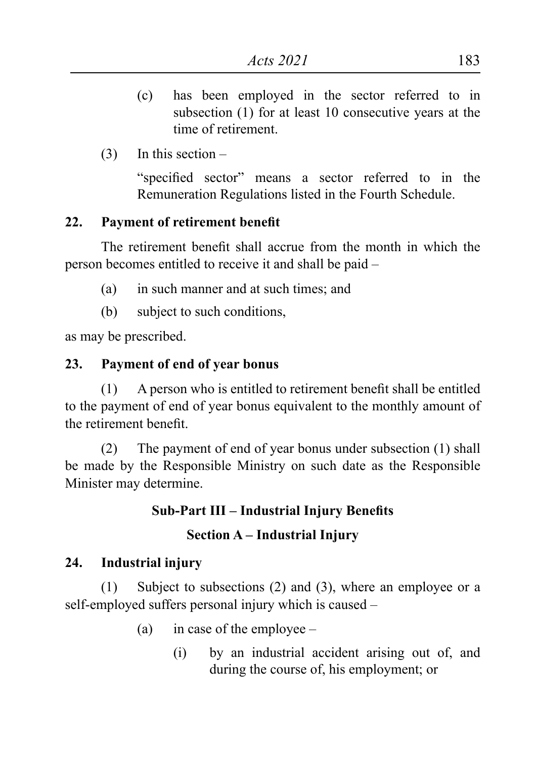(c) has been employed in the sector referred to in subsection (1) for at least 10 consecutive years at the time of retirement.

(3) In this section –

"specified sector" means a sector referred to in the Remuneration Regulations listed in the Fourth Schedule.

**22. Payment of retirement benefit**

The retirement benefit shall accrue from the month in which the person becomes entitled to receive it and shall be paid –

(a) in such manner and at such times; and

(b) subject to such conditions,

as may be prescribed.

**23. Payment of end of year bonus**

(1) A person who is entitled to retirement benefit shall be entitled to the payment of end of year bonus equivalent to the monthly amount of the retirement benefit.

(2) The payment of end of year bonus under subsection (1) shall be made by the Responsible Ministry on such date as the Responsible Minister may determine.

## Sub-Part III – Industrial Injury Benefits

### Section A – Industrial Injury

**24. Industrial injury**

(1) Subject to subsections (2) and (3), where an employee or a self-employed suffers personal injury which is caused –

(a) in case of the employee –

(i) by an industrial accident arising out of, and during the course of, his employment; or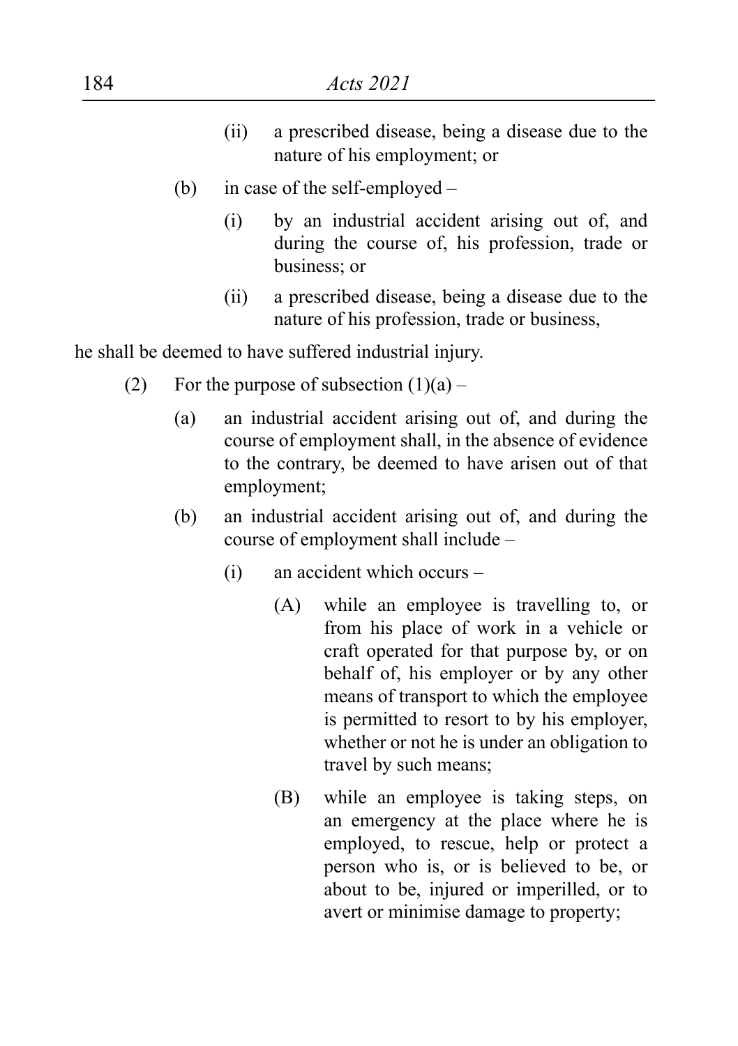(ii) a prescribed disease, being a disease due to the nature of his employment; or

(b) in case of the self-employed –

(i) by an industrial accident arising out of, and during the course of, his profession, trade or business; or

(ii) a prescribed disease, being a disease due to the nature of his profession, trade or business,

he shall be deemed to have suffered industrial injury.

(2) For the purpose of subsection (1)(a) –

(a) an industrial accident arising out of, and during the course of employment shall, in the absence of evidence to the contrary, be deemed to have arisen out of that employment;

(b) an industrial accident arising out of, and during the course of employment shall include –

(i) an accident which occurs –

(A) while an employee is travelling to, or from his place of work in a vehicle or craft operated for that purpose by, or on behalf of, his employer or by any other means of transport to which the employee is permitted to resort to by his employer, whether or not he is under an obligation to travel by such means;

(B) while an employee is taking steps, on an emergency at the place where he is employed, to rescue, help or protect a person who is, or is believed to be, or about to be, injured or imperilled, or to avert or minimise damage to property;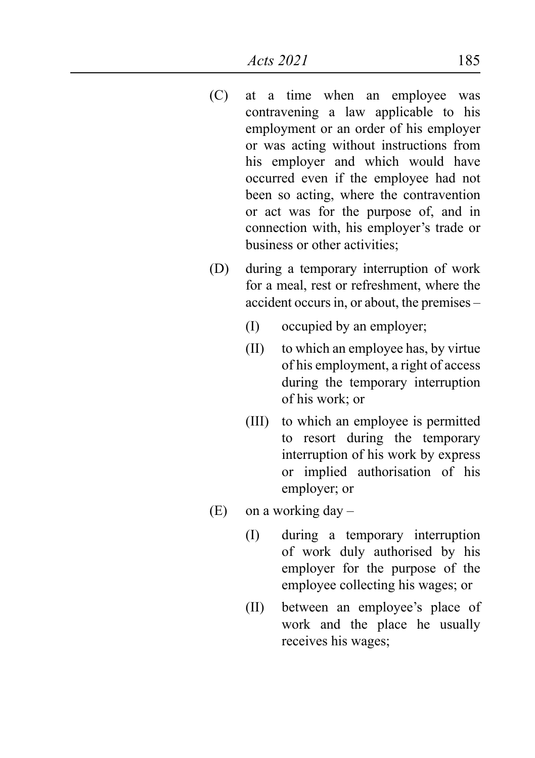(C) at a time when an employee was contravening a law applicable to his employment or an order of his employer or was acting without instructions from his employer and which would have occurred even if the employee had not been so acting, where the contravention or act was for the purpose of, and in connection with, his employer's trade or business or other activities;

(D) during a temporary interruption of work for a meal, rest or refreshment, where the accident occurs in, or about, the premises –

  (I) occupied by an employer;

  (II) to which an employee has, by virtue of his employment, a right of access during the temporary interruption of his work; or

  (III) to which an employee is permitted to resort during the temporary interruption of his work by express or implied authorisation of his employer; or

(E) on a working day –

  (I) during a temporary interruption of work duly authorised by his employer for the purpose of the employee collecting his wages; or

  (II) between an employee's place of work and the place he usually receives his wages;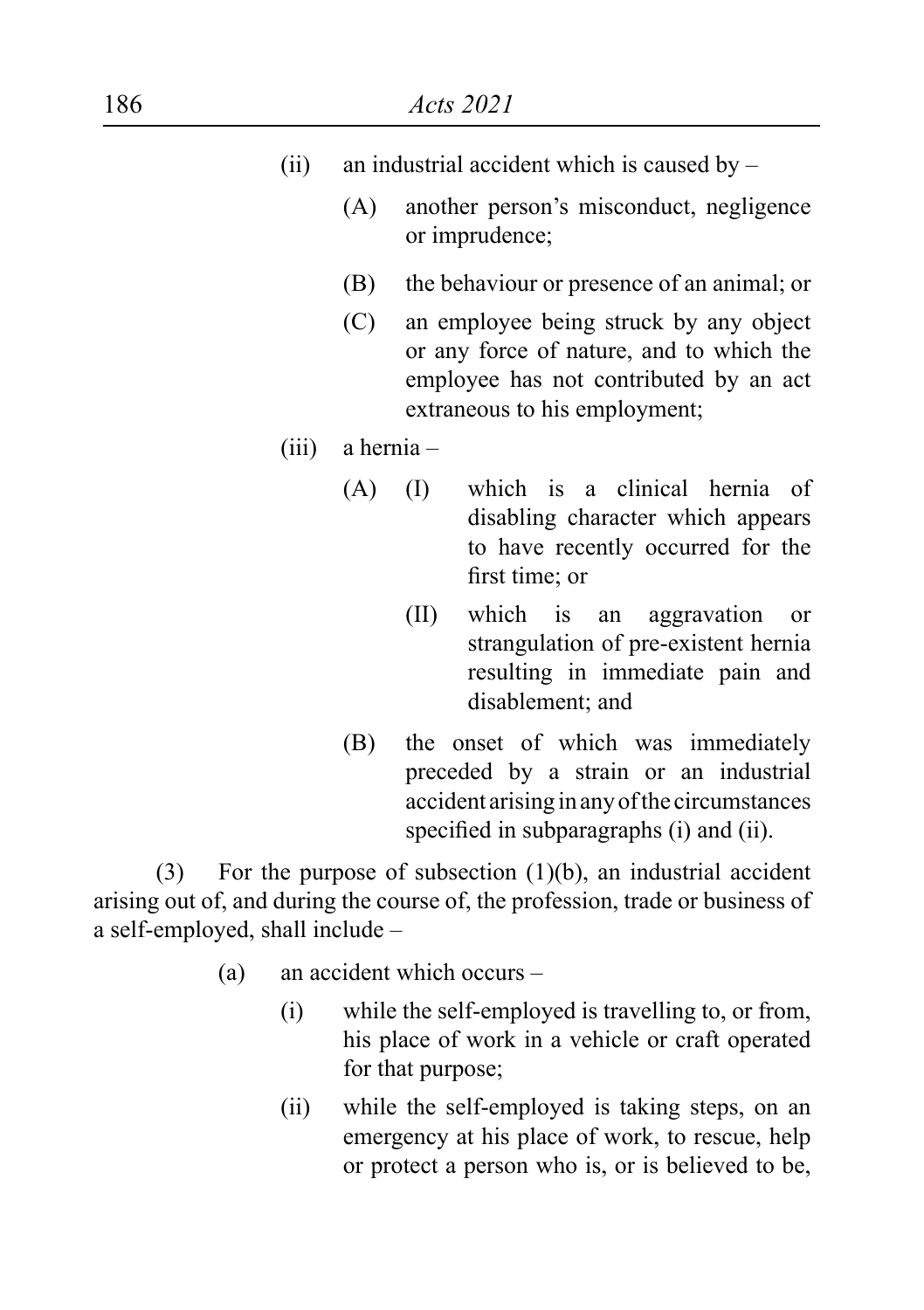(ii) an industrial accident which is caused by –

(A) another person's misconduct, negligence or imprudence;

(B) the behaviour or presence of an animal; or

(C) an employee being struck by any object or any force of nature, and to which the employee has not contributed by an act extraneous to his employment;

(iii) a hernia –

(A) (I) which is a clinical hernia of disabling character which appears to have recently occurred for the first time; or

(II) which is an aggravation or strangulation of pre-existent hernia resulting in immediate pain and disablement; and

(B) the onset of which was immediately preceded by a strain or an industrial accident arising in any of the circumstances specified in subparagraphs (i) and (ii).

(3) For the purpose of subsection (1)(b), an industrial accident arising out of, and during the course of, the profession, trade or business of a self-employed, shall include –

(a) an accident which occurs –

(i) while the self-employed is travelling to, or from, his place of work in a vehicle or craft operated for that purpose;

(ii) while the self-employed is taking steps, on an emergency at his place of work, to rescue, help or protect a person who is, or is believed to be,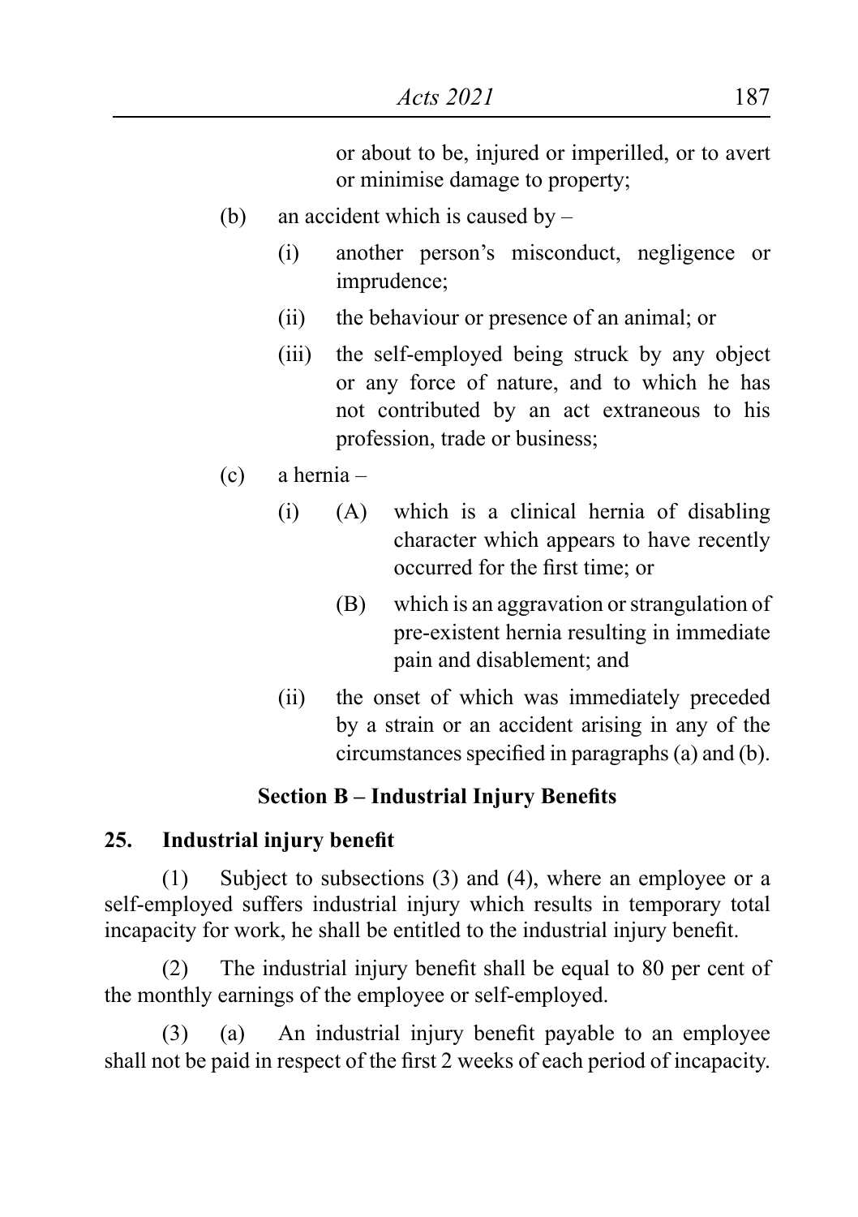or about to be, injured or imperilled, or to avert or minimise damage to property;

(b) an accident which is caused by –

(i) another person's misconduct, negligence or imprudence;

(ii) the behaviour or presence of an animal; or

(iii) the self-employed being struck by any object or any force of nature, and to which he has not contributed by an act extraneous to his profession, trade or business;

(c) a hernia –

(i) (A) which is a clinical hernia of disabling character which appears to have recently occurred for the first time; or

(B) which is an aggravation or strangulation of pre-existent hernia resulting in immediate pain and disablement; and

(ii) the onset of which was immediately preceded by a strain or an accident arising in any of the circumstances specified in paragraphs (a) and (b).

### Section B – Industrial Injury Benefits

**25. Industrial injury benefit**

(1) Subject to subsections (3) and (4), where an employee or a self-employed suffers industrial injury which results in temporary total incapacity for work, he shall be entitled to the industrial injury benefit.

(2) The industrial injury benefit shall be equal to 80 per cent of the monthly earnings of the employee or self-employed.

(3) (a) An industrial injury benefit payable to an employee shall not be paid in respect of the first 2 weeks of each period of incapacity.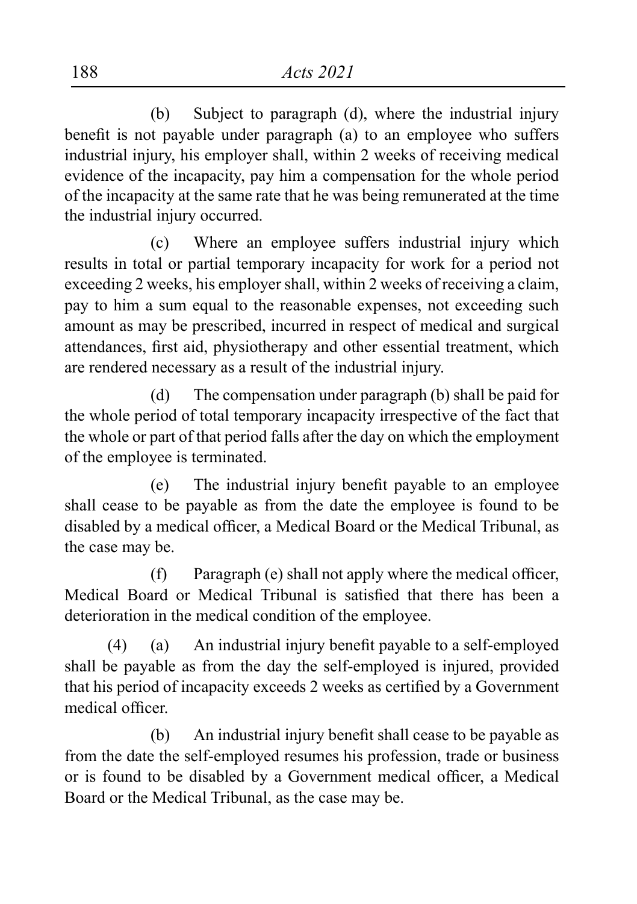(b) Subject to paragraph (d), where the industrial injury benefit is not payable under paragraph (a) to an employee who suffers industrial injury, his employer shall, within 2 weeks of receiving medical evidence of the incapacity, pay him a compensation for the whole period of the incapacity at the same rate that he was being remunerated at the time the industrial injury occurred.

(c) Where an employee suffers industrial injury which results in total or partial temporary incapacity for work for a period not exceeding 2 weeks, his employer shall, within 2 weeks of receiving a claim, pay to him a sum equal to the reasonable expenses, not exceeding such amount as may be prescribed, incurred in respect of medical and surgical attendances, first aid, physiotherapy and other essential treatment, which are rendered necessary as a result of the industrial injury.

(d) The compensation under paragraph (b) shall be paid for the whole period of total temporary incapacity irrespective of the fact that the whole or part of that period falls after the day on which the employment of the employee is terminated.

(e) The industrial injury benefit payable to an employee shall cease to be payable as from the date the employee is found to be disabled by a medical officer, a Medical Board or the Medical Tribunal, as the case may be.

(f) Paragraph (e) shall not apply where the medical officer, Medical Board or Medical Tribunal is satisfied that there has been a deterioration in the medical condition of the employee.

(4) (a) An industrial injury benefit payable to a self-employed shall be payable as from the day the self-employed is injured, provided that his period of incapacity exceeds 2 weeks as certified by a Government medical officer.

(b) An industrial injury benefit shall cease to be payable as from the date the self-employed resumes his profession, trade or business or is found to be disabled by a Government medical officer, a Medical Board or the Medical Tribunal, as the case may be.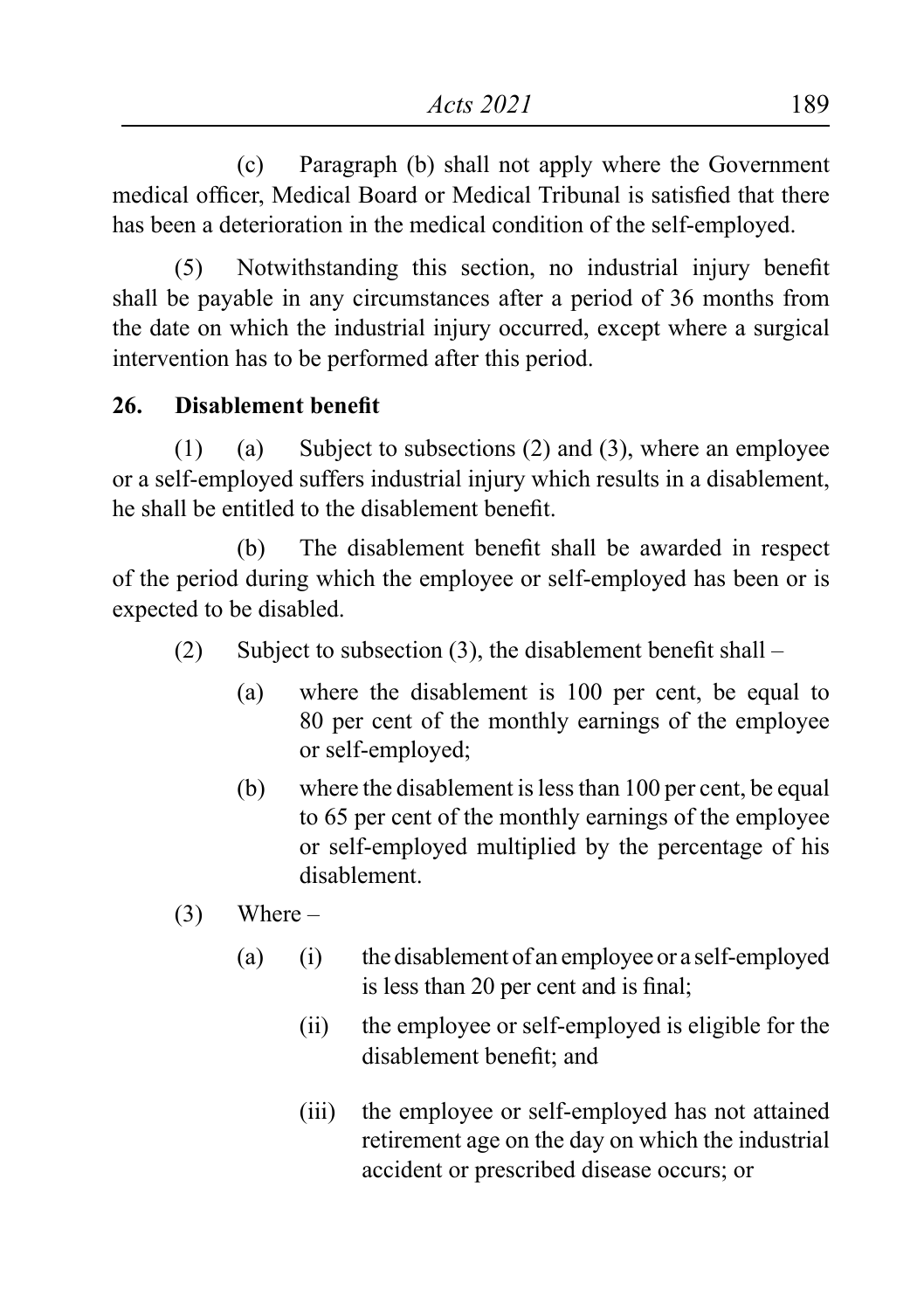(c) Paragraph (b) shall not apply where the Government medical officer, Medical Board or Medical Tribunal is satisfied that there has been a deterioration in the medical condition of the self-employed.

(5) Notwithstanding this section, no industrial injury benefit shall be payable in any circumstances after a period of 36 months from the date on which the industrial injury occurred, except where a surgical intervention has to be performed after this period.

**26. Disablement benefit**

(1) (a) Subject to subsections (2) and (3), where an employee or a self-employed suffers industrial injury which results in a disablement, he shall be entitled to the disablement benefit.

(b) The disablement benefit shall be awarded in respect of the period during which the employee or self-employed has been or is expected to be disabled.

(2) Subject to subsection (3), the disablement benefit shall –

- (a) where the disablement is 100 per cent, be equal to 80 per cent of the monthly earnings of the employee or self-employed;
- (b) where the disablement is less than 100 per cent, be equal to 65 per cent of the monthly earnings of the employee or self-employed multiplied by the percentage of his disablement.

(3) Where –

- (a)
  - (i) the disablement of an employee or a self-employed is less than 20 per cent and is final;
  - (ii) the employee or self-employed is eligible for the disablement benefit; and
  - (iii) the employee or self-employed has not attained retirement age on the day on which the industrial accident or prescribed disease occurs; or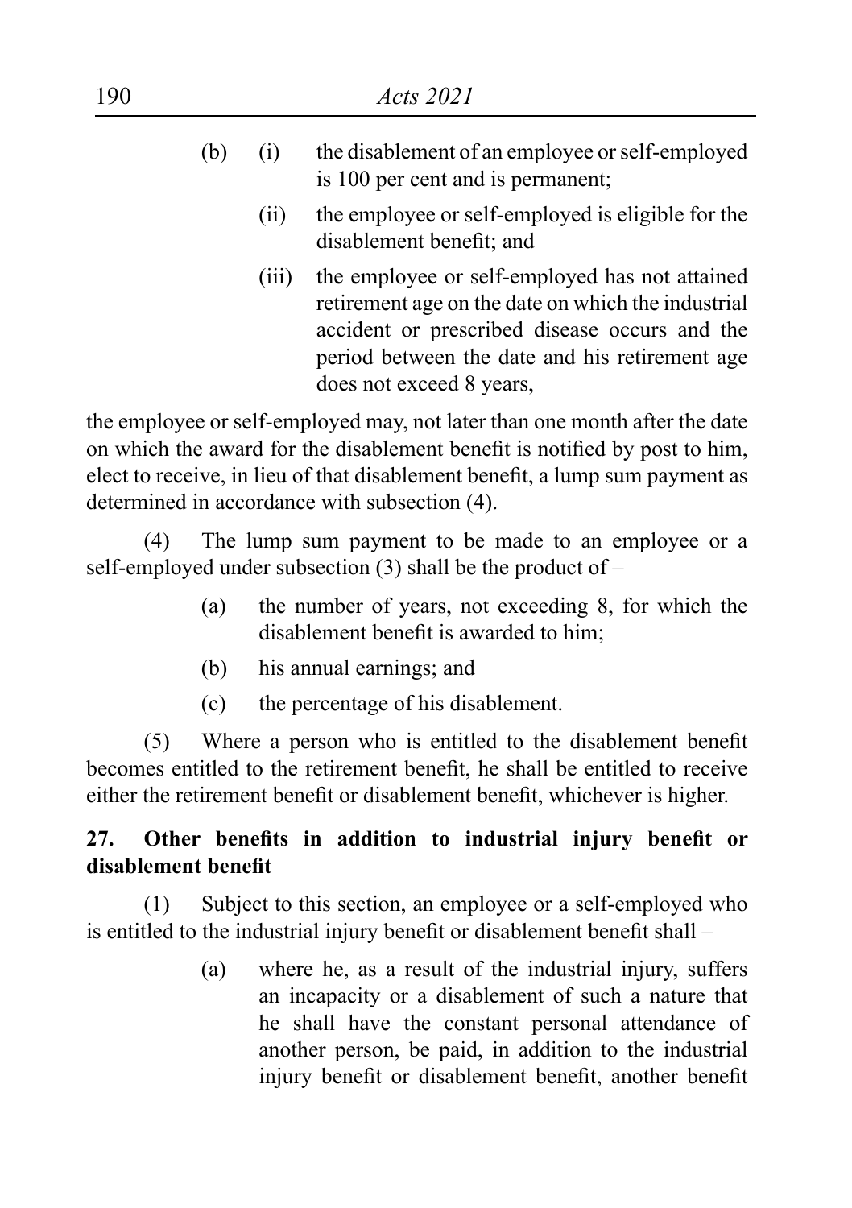(b) (i) the disablement of an employee or self-employed is 100 per cent and is permanent;

(ii) the employee or self-employed is eligible for the disablement benefit; and

(iii) the employee or self-employed has not attained retirement age on the date on which the industrial accident or prescribed disease occurs and the period between the date and his retirement age does not exceed 8 years,

the employee or self-employed may, not later than one month after the date on which the award for the disablement benefit is notified by post to him, elect to receive, in lieu of that disablement benefit, a lump sum payment as determined in accordance with subsection (4).

(4) The lump sum payment to be made to an employee or a self-employed under subsection (3) shall be the product of –

(a) the number of years, not exceeding 8, for which the disablement benefit is awarded to him;

(b) his annual earnings; and

(c) the percentage of his disablement.

(5) Where a person who is entitled to the disablement benefit becomes entitled to the retirement benefit, he shall be entitled to receive either the retirement benefit or disablement benefit, whichever is higher.

**27. Other benefits in addition to industrial injury benefit or disablement benefit**

(1) Subject to this section, an employee or a self-employed who is entitled to the industrial injury benefit or disablement benefit shall –

(a) where he, as a result of the industrial injury, suffers an incapacity or a disablement of such a nature that he shall have the constant personal attendance of another person, be paid, in addition to the industrial injury benefit or disablement benefit, another benefit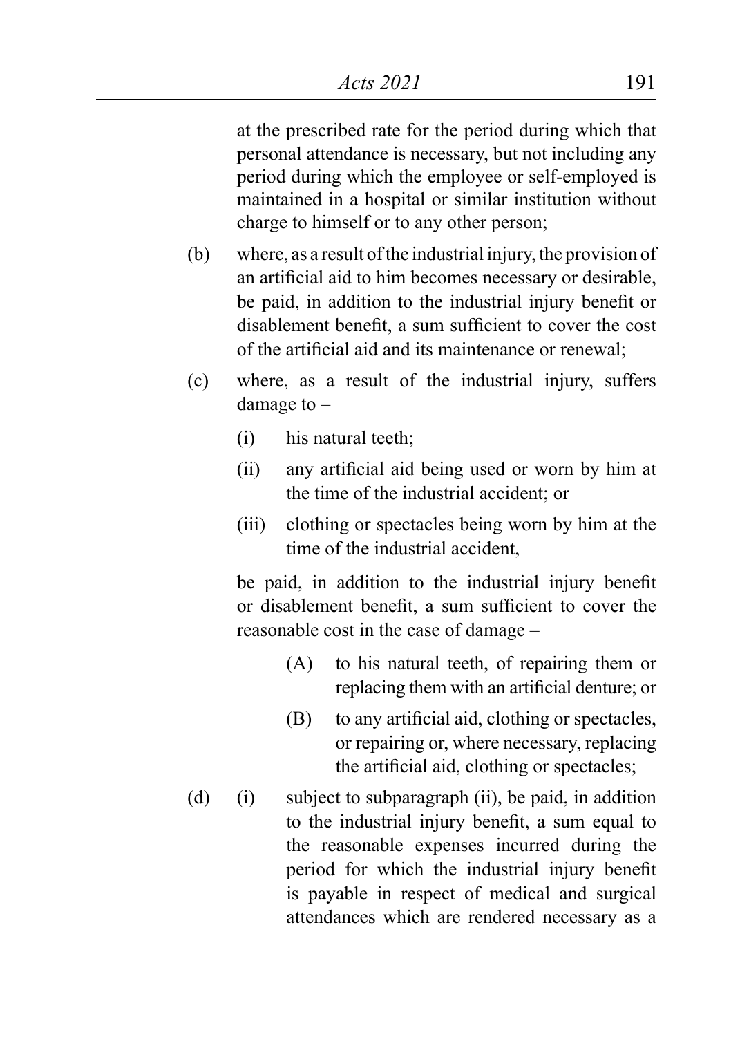at the prescribed rate for the period during which that personal attendance is necessary, but not including any period during which the employee or self-employed is maintained in a hospital or similar institution without charge to himself or to any other person;

(b) where, as a result of the industrial injury, the provision of an artificial aid to him becomes necessary or desirable, be paid, in addition to the industrial injury benefit or disablement benefit, a sum sufficient to cover the cost of the artificial aid and its maintenance or renewal;

(c) where, as a result of the industrial injury, suffers damage to –

   (i) his natural teeth;

   (ii) any artificial aid being used or worn by him at the time of the industrial accident; or

   (iii) clothing or spectacles being worn by him at the time of the industrial accident,

   be paid, in addition to the industrial injury benefit or disablement benefit, a sum sufficient to cover the reasonable cost in the case of damage –

      (A) to his natural teeth, of repairing them or replacing them with an artificial denture; or

      (B) to any artificial aid, clothing or spectacles, or repairing or, where necessary, replacing the artificial aid, clothing or spectacles;

(d) (i) subject to subparagraph (ii), be paid, in addition to the industrial injury benefit, a sum equal to the reasonable expenses incurred during the period for which the industrial injury benefit is payable in respect of medical and surgical attendances which are rendered necessary as a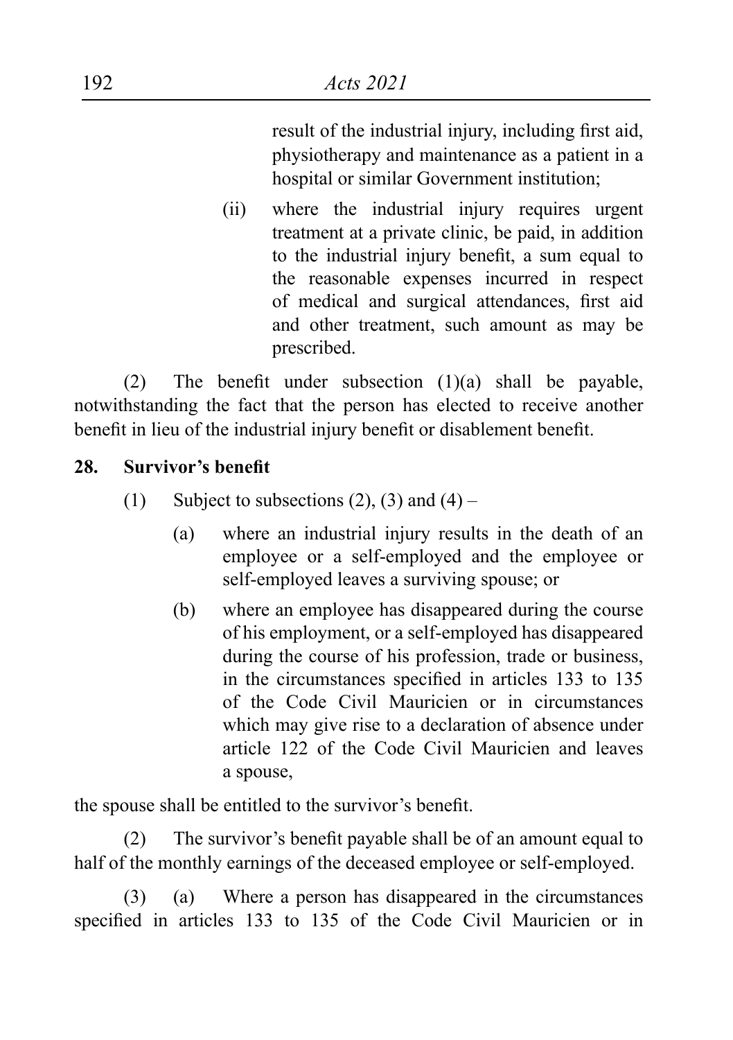result of the industrial injury, including first aid, physiotherapy and maintenance as a patient in a hospital or similar Government institution;

(ii) where the industrial injury requires urgent treatment at a private clinic, be paid, in addition to the industrial injury benefit, a sum equal to the reasonable expenses incurred in respect of medical and surgical attendances, first aid and other treatment, such amount as may be prescribed.

(2) The benefit under subsection (1)(a) shall be payable, notwithstanding the fact that the person has elected to receive another benefit in lieu of the industrial injury benefit or disablement benefit.

**28. Survivor's benefit**

(1) Subject to subsections (2), (3) and (4) –

(a) where an industrial injury results in the death of an employee or a self-employed and the employee or self-employed leaves a surviving spouse; or

(b) where an employee has disappeared during the course of his employment, or a self-employed has disappeared during the course of his profession, trade or business, in the circumstances specified in articles 133 to 135 of the Code Civil Mauricien or in circumstances which may give rise to a declaration of absence under article 122 of the Code Civil Mauricien and leaves a spouse,

the spouse shall be entitled to the survivor's benefit.

(2) The survivor's benefit payable shall be of an amount equal to half of the monthly earnings of the deceased employee or self-employed.

(3) (a) Where a person has disappeared in the circumstances specified in articles 133 to 135 of the Code Civil Mauricien or in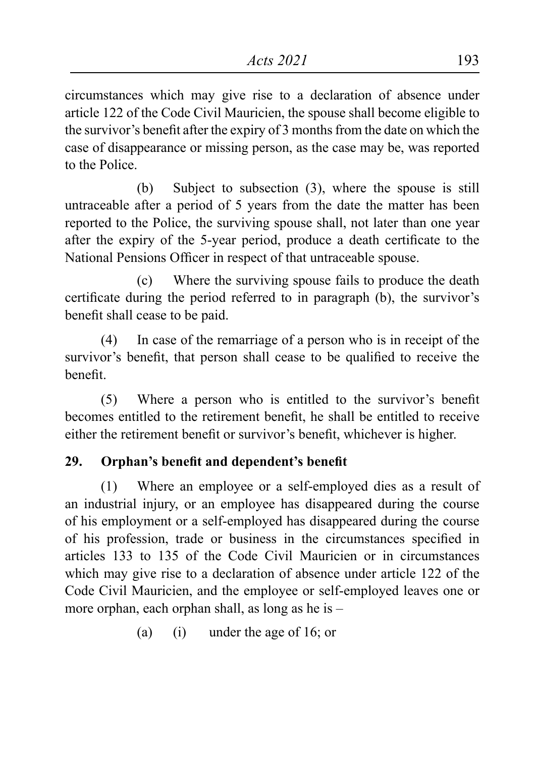circumstances which may give rise to a declaration of absence under article 122 of the Code Civil Mauricien, the spouse shall become eligible to the survivor's benefit after the expiry of 3 months from the date on which the case of disappearance or missing person, as the case may be, was reported to the Police.

(b) Subject to subsection (3), where the spouse is still untraceable after a period of 5 years from the date the matter has been reported to the Police, the surviving spouse shall, not later than one year after the expiry of the 5-year period, produce a death certificate to the National Pensions Officer in respect of that untraceable spouse.

(c) Where the surviving spouse fails to produce the death certificate during the period referred to in paragraph (b), the survivor's benefit shall cease to be paid.

(4) In case of the remarriage of a person who is in receipt of the survivor's benefit, that person shall cease to be qualified to receive the benefit.

(5) Where a person who is entitled to the survivor's benefit becomes entitled to the retirement benefit, he shall be entitled to receive either the retirement benefit or survivor's benefit, whichever is higher.

**29. Orphan's benefit and dependent's benefit**

(1) Where an employee or a self-employed dies as a result of an industrial injury, or an employee has disappeared during the course of his employment or a self-employed has disappeared during the course of his profession, trade or business in the circumstances specified in articles 133 to 135 of the Code Civil Mauricien or in circumstances which may give rise to a declaration of absence under article 122 of the Code Civil Mauricien, and the employee or self-employed leaves one or more orphan, each orphan shall, as long as he is –

(a) (i) under the age of 16; or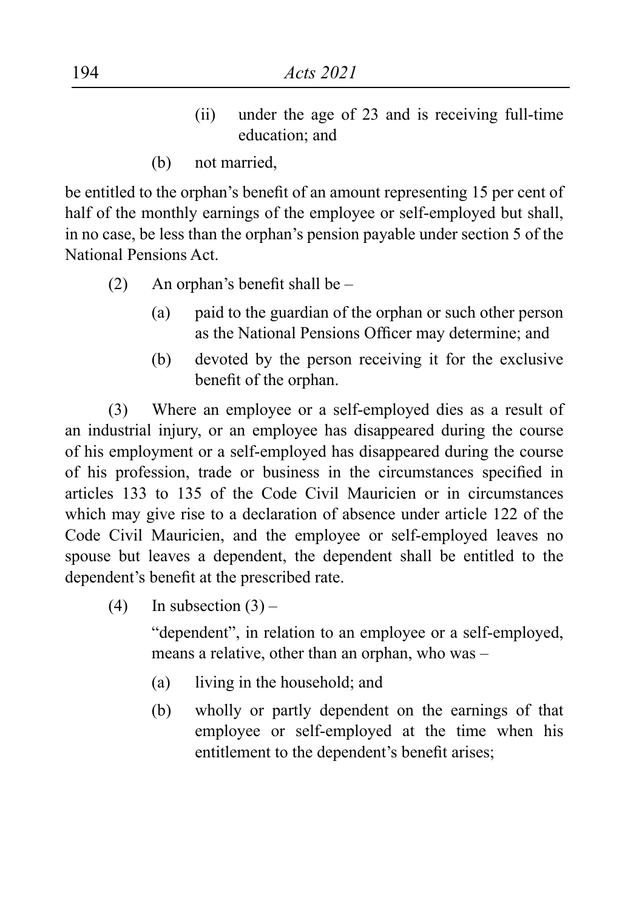(ii) under the age of 23 and is receiving full-time education; and

(b) not married,

be entitled to the orphan's benefit of an amount representing 15 per cent of half of the monthly earnings of the employee or self-employed but shall, in no case, be less than the orphan's pension payable under section 5 of the National Pensions Act.

(2) An orphan's benefit shall be –

(a) paid to the guardian of the orphan or such other person as the National Pensions Officer may determine; and

(b) devoted by the person receiving it for the exclusive benefit of the orphan.

(3) Where an employee or a self-employed dies as a result of an industrial injury, or an employee has disappeared during the course of his employment or a self-employed has disappeared during the course of his profession, trade or business in the circumstances specified in articles 133 to 135 of the Code Civil Mauricien or in circumstances which may give rise to a declaration of absence under article 122 of the Code Civil Mauricien, and the employee or self-employed leaves no spouse but leaves a dependent, the dependent shall be entitled to the dependent's benefit at the prescribed rate.

(4) In subsection (3) –

"dependent", in relation to an employee or a self-employed, means a relative, other than an orphan, who was –

(a) living in the household; and

(b) wholly or partly dependent on the earnings of that employee or self-employed at the time when his entitlement to the dependent's benefit arises;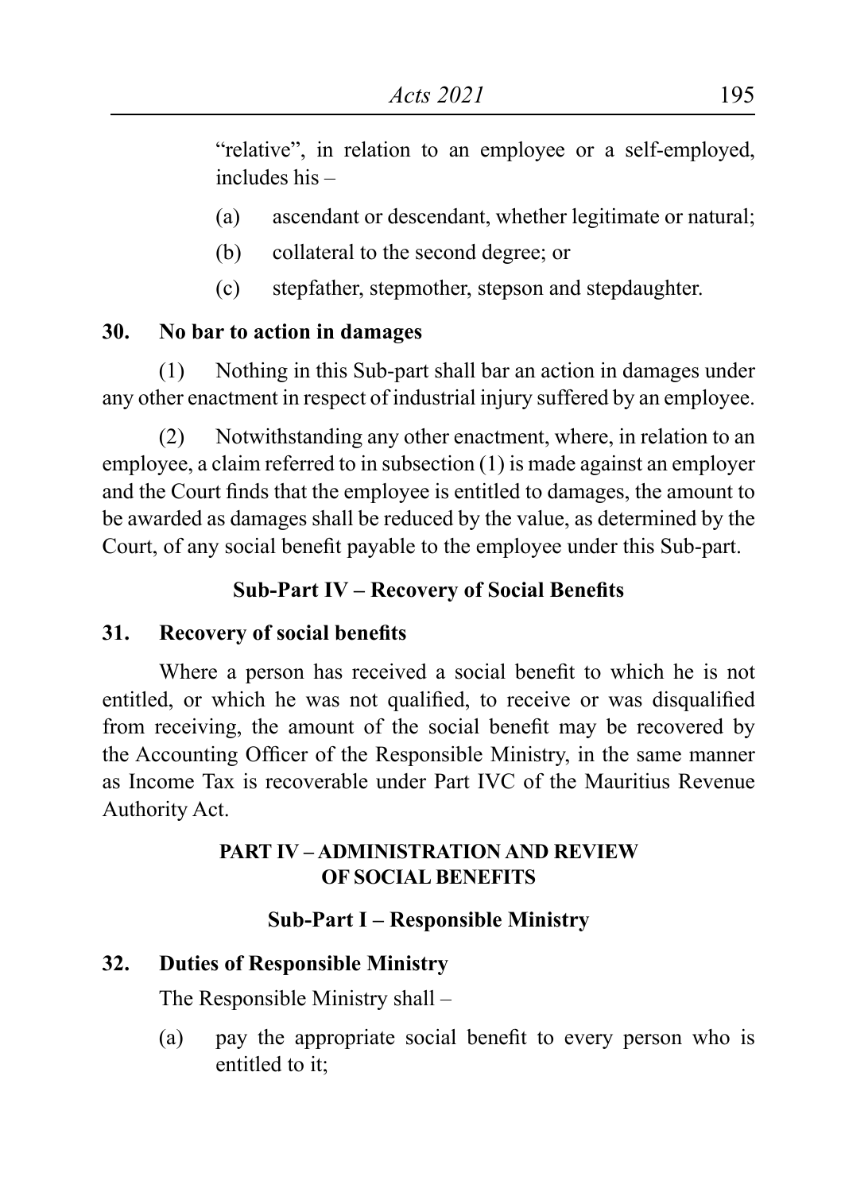"relative", in relation to an employee or a self-employed, includes his –

(a) ascendant or descendant, whether legitimate or natural;

(b) collateral to the second degree; or

(c) stepfather, stepmother, stepson and stepdaughter.

**30. No bar to action in damages**

(1) Nothing in this Sub-part shall bar an action in damages under any other enactment in respect of industrial injury suffered by an employee.

(2) Notwithstanding any other enactment, where, in relation to an employee, a claim referred to in subsection (1) is made against an employer and the Court finds that the employee is entitled to damages, the amount to be awarded as damages shall be reduced by the value, as determined by the Court, of any social benefit payable to the employee under this Sub-part.

### Sub-Part IV – Recovery of Social Benefits

**31. Recovery of social benefits**

Where a person has received a social benefit to which he is not entitled, or which he was not qualified, to receive or was disqualified from receiving, the amount of the social benefit may be recovered by the Accounting Officer of the Responsible Ministry, in the same manner as Income Tax is recoverable under Part IVC of the Mauritius Revenue Authority Act.

## PART IV – ADMINISTRATION AND REVIEW OF SOCIAL BENEFITS

### Sub-Part I – Responsible Ministry

**32. Duties of Responsible Ministry**

The Responsible Ministry shall –

(a) pay the appropriate social benefit to every person who is entitled to it;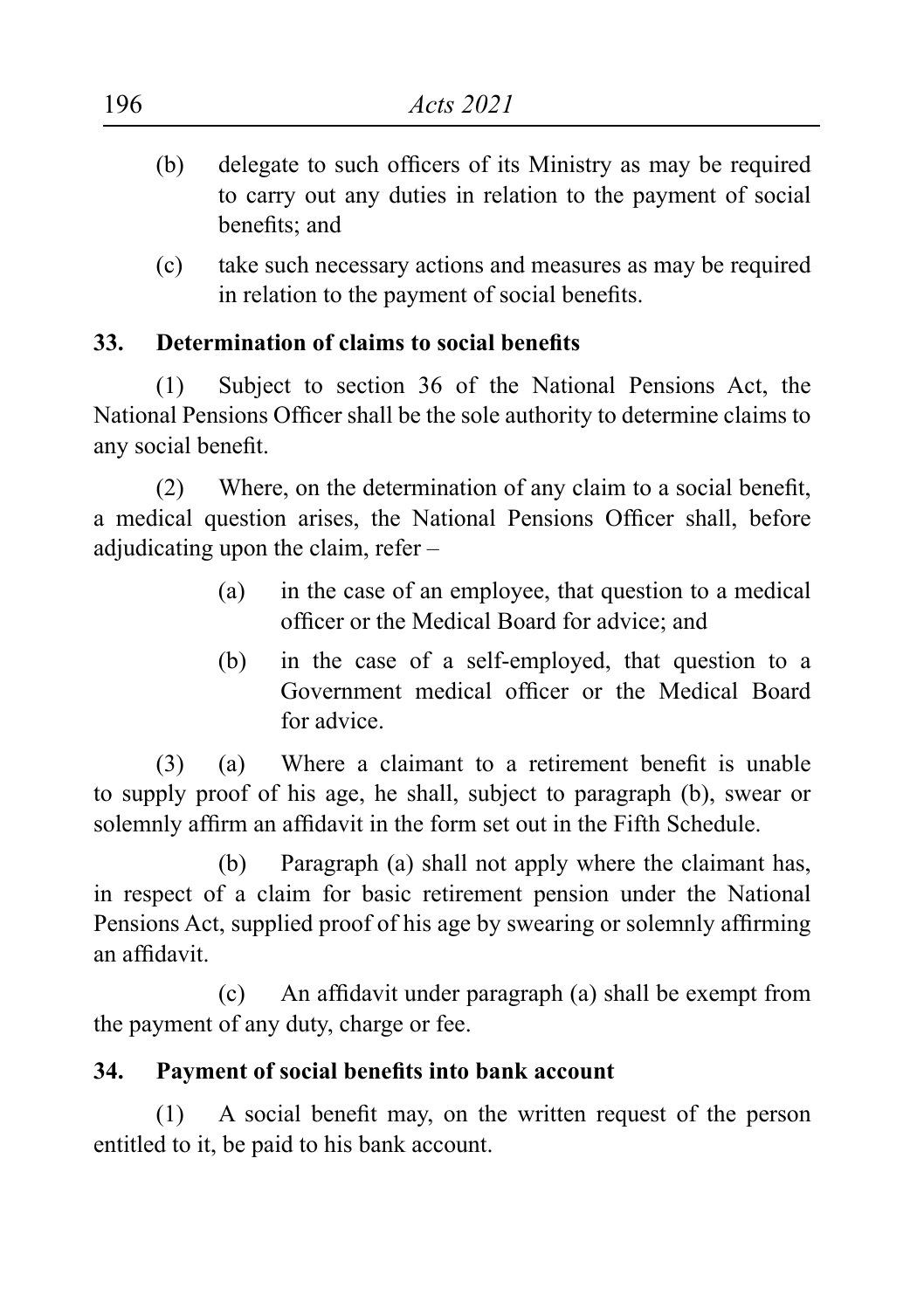(b) delegate to such officers of its Ministry as may be required to carry out any duties in relation to the payment of social benefits; and

(c) take such necessary actions and measures as may be required in relation to the payment of social benefits.

**33. Determination of claims to social benefits**

(1) Subject to section 36 of the National Pensions Act, the National Pensions Officer shall be the sole authority to determine claims to any social benefit.

(2) Where, on the determination of any claim to a social benefit, a medical question arises, the National Pensions Officer shall, before adjudicating upon the claim, refer –

(a) in the case of an employee, that question to a medical officer or the Medical Board for advice; and

(b) in the case of a self-employed, that question to a Government medical officer or the Medical Board for advice.

(3) (a) Where a claimant to a retirement benefit is unable to supply proof of his age, he shall, subject to paragraph (b), swear or solemnly affirm an affidavit in the form set out in the Fifth Schedule.

(b) Paragraph (a) shall not apply where the claimant has, in respect of a claim for basic retirement pension under the National Pensions Act, supplied proof of his age by swearing or solemnly affirming an affidavit.

(c) An affidavit under paragraph (a) shall be exempt from the payment of any duty, charge or fee.

**34. Payment of social benefits into bank account**

(1) A social benefit may, on the written request of the person entitled to it, be paid to his bank account.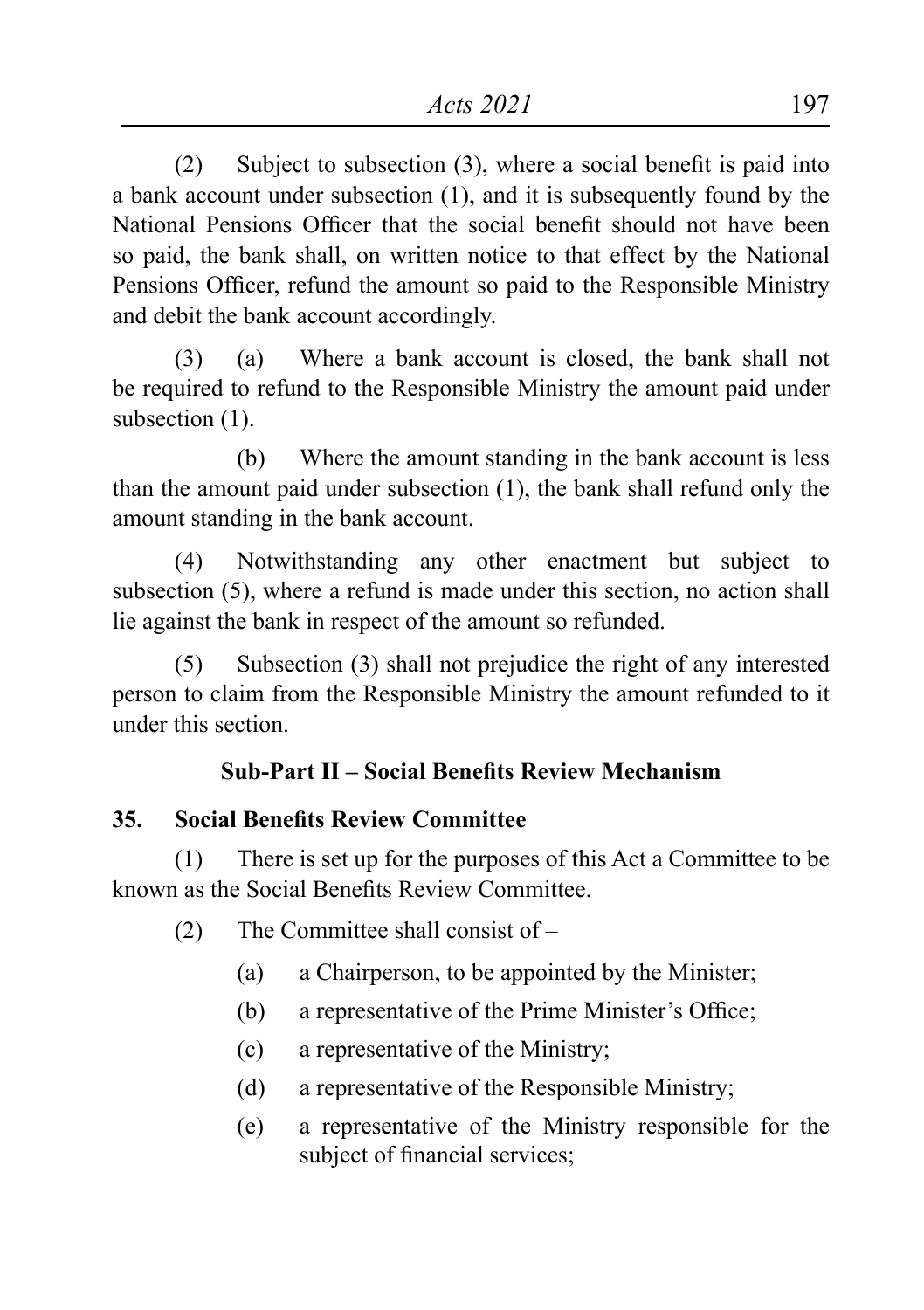(2) Subject to subsection (3), where a social benefit is paid into a bank account under subsection (1), and it is subsequently found by the National Pensions Officer that the social benefit should not have been so paid, the bank shall, on written notice to that effect by the National Pensions Officer, refund the amount so paid to the Responsible Ministry and debit the bank account accordingly.

(3) (a) Where a bank account is closed, the bank shall not be required to refund to the Responsible Ministry the amount paid under subsection (1).

(b) Where the amount standing in the bank account is less than the amount paid under subsection (1), the bank shall refund only the amount standing in the bank account.

(4) Notwithstanding any other enactment but subject to subsection (5), where a refund is made under this section, no action shall lie against the bank in respect of the amount so refunded.

(5) Subsection (3) shall not prejudice the right of any interested person to claim from the Responsible Ministry the amount refunded to it under this section.

**Sub-Part II – Social Benefits Review Mechanism**

**35. Social Benefits Review Committee**

(1) There is set up for the purposes of this Act a Committee to be known as the Social Benefits Review Committee.

(2) The Committee shall consist of –

(a) a Chairperson, to be appointed by the Minister;

(b) a representative of the Prime Minister's Office;

(c) a representative of the Ministry;

(d) a representative of the Responsible Ministry;

(e) a representative of the Ministry responsible for the subject of financial services;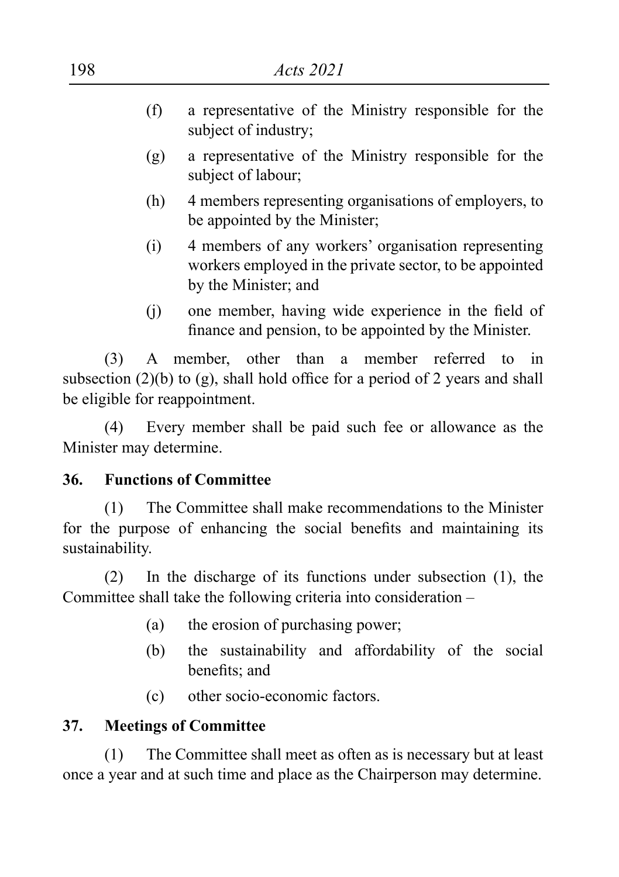(f) a representative of the Ministry responsible for the subject of industry;

(g) a representative of the Ministry responsible for the subject of labour;

(h) 4 members representing organisations of employers, to be appointed by the Minister;

(i) 4 members of any workers' organisation representing workers employed in the private sector, to be appointed by the Minister; and

(j) one member, having wide experience in the field of finance and pension, to be appointed by the Minister.

(3) A member, other than a member referred to in subsection (2)(b) to (g), shall hold office for a period of 2 years and shall be eligible for reappointment.

(4) Every member shall be paid such fee or allowance as the Minister may determine.

**36. Functions of Committee**

(1) The Committee shall make recommendations to the Minister for the purpose of enhancing the social benefits and maintaining its sustainability.

(2) In the discharge of its functions under subsection (1), the Committee shall take the following criteria into consideration –

(a) the erosion of purchasing power;

(b) the sustainability and affordability of the social benefits; and

(c) other socio-economic factors.

**37. Meetings of Committee**

(1) The Committee shall meet as often as is necessary but at least once a year and at such time and place as the Chairperson may determine.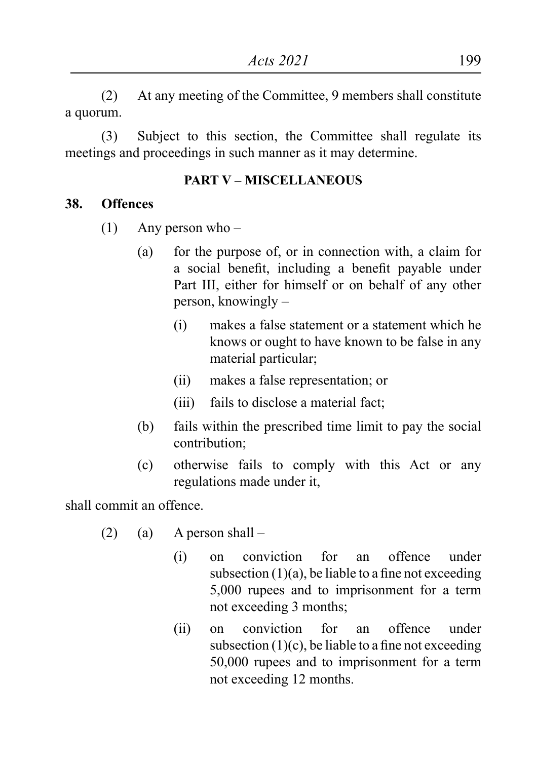(2) At any meeting of the Committee, 9 members shall constitute a quorum.

(3) Subject to this section, the Committee shall regulate its meetings and proceedings in such manner as it may determine.

**PART V – MISCELLANEOUS**

**38. Offences**

(1) Any person who –

(a) for the purpose of, or in connection with, a claim for a social benefit, including a benefit payable under Part III, either for himself or on behalf of any other person, knowingly –

(i) makes a false statement or a statement which he knows or ought to have known to be false in any material particular;

(ii) makes a false representation; or

(iii) fails to disclose a material fact;

(b) fails within the prescribed time limit to pay the social contribution;

(c) otherwise fails to comply with this Act or any regulations made under it,

shall commit an offence.

(2) (a) A person shall –

(i) on conviction for an offence under subsection (1)(a), be liable to a fine not exceeding 5,000 rupees and to imprisonment for a term not exceeding 3 months;

(ii) on conviction for an offence under subsection (1)(c), be liable to a fine not exceeding 50,000 rupees and to imprisonment for a term not exceeding 12 months.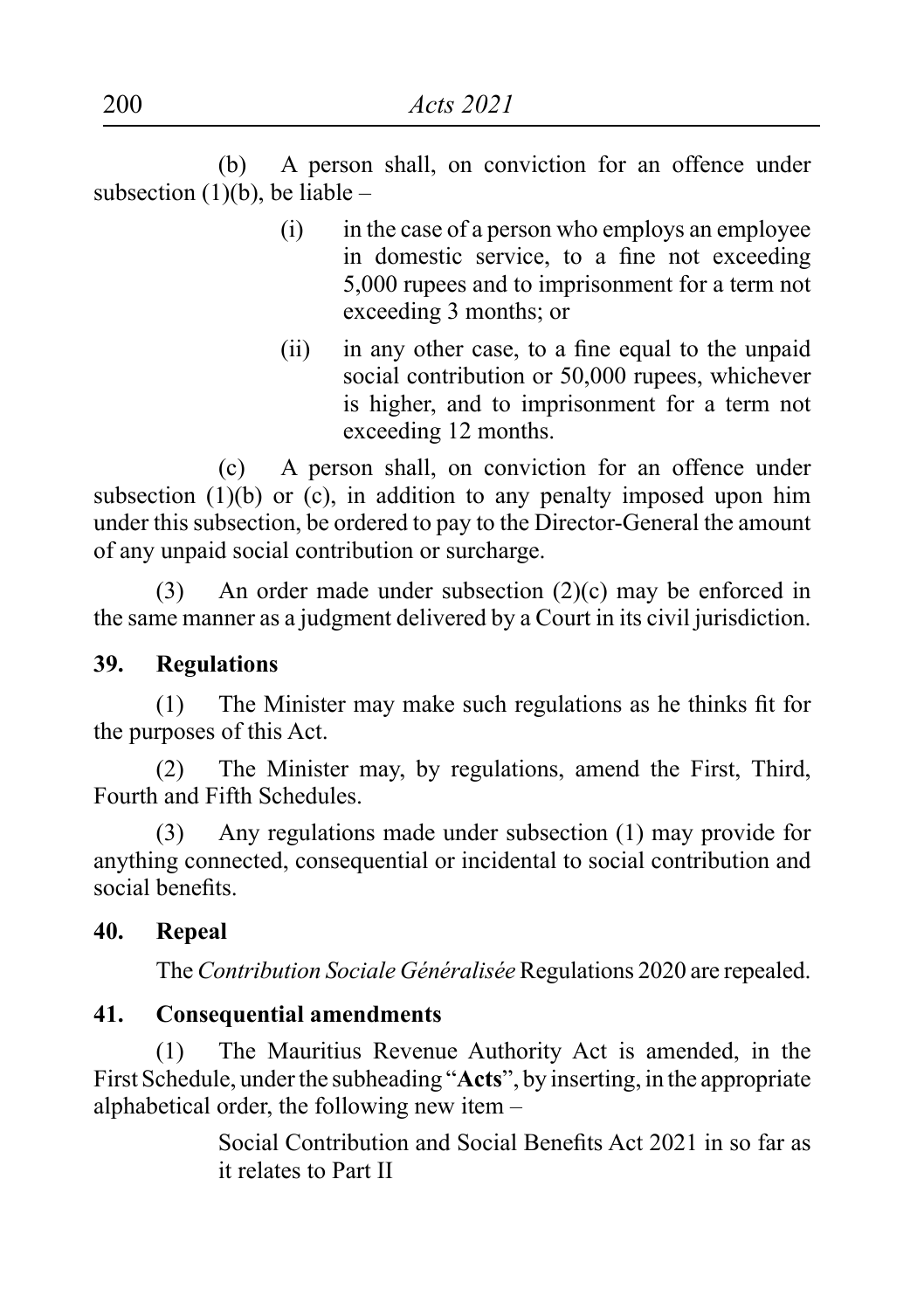(b) A person shall, on conviction for an offence under subsection (1)(b), be liable –

(i) in the case of a person who employs an employee in domestic service, to a fine not exceeding 5,000 rupees and to imprisonment for a term not exceeding 3 months; or

(ii) in any other case, to a fine equal to the unpaid social contribution or 50,000 rupees, whichever is higher, and to imprisonment for a term not exceeding 12 months.

(c) A person shall, on conviction for an offence under subsection (1)(b) or (c), in addition to any penalty imposed upon him under this subsection, be ordered to pay to the Director-General the amount of any unpaid social contribution or surcharge.

(3) An order made under subsection (2)(c) may be enforced in the same manner as a judgment delivered by a Court in its civil jurisdiction.

**39. Regulations**

(1) The Minister may make such regulations as he thinks fit for the purposes of this Act.

(2) The Minister may, by regulations, amend the First, Third, Fourth and Fifth Schedules.

(3) Any regulations made under subsection (1) may provide for anything connected, consequential or incidental to social contribution and social benefits.

**40. Repeal**

The *Contribution Sociale Généralisée* Regulations 2020 are repealed.

**41. Consequential amendments**

(1) The Mauritius Revenue Authority Act is amended, in the First Schedule, under the subheading "**Acts**", by inserting, in the appropriate alphabetical order, the following new item –

> Social Contribution and Social Benefits Act 2021 in so far as it relates to Part II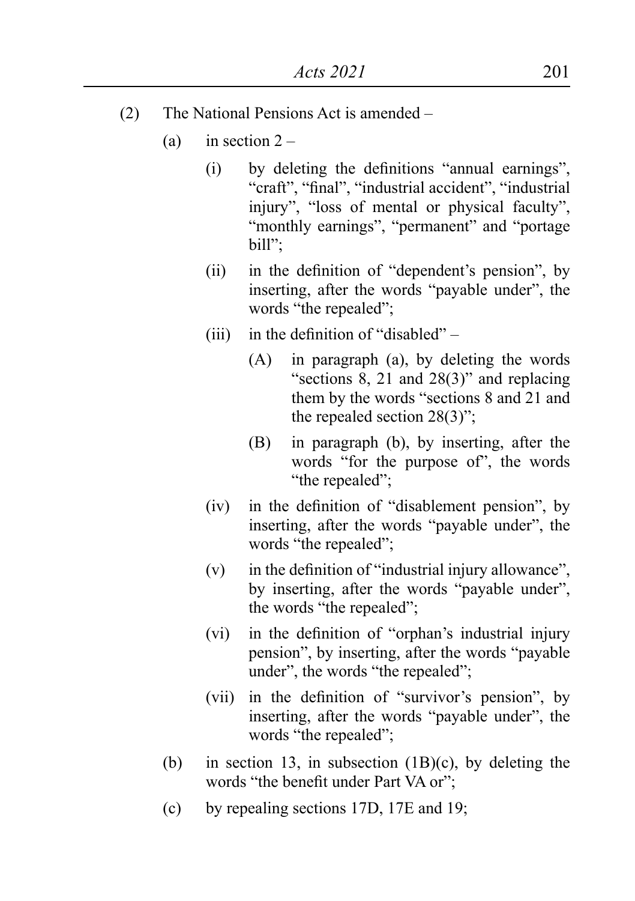(2) The National Pensions Act is amended –

(a) in section 2 –

(i) by deleting the definitions "annual earnings", "craft", "final", "industrial accident", "industrial injury", "loss of mental or physical faculty", "monthly earnings", "permanent" and "portage bill";

(ii) in the definition of "dependent's pension", by inserting, after the words "payable under", the words "the repealed";

(iii) in the definition of "disabled" –

(A) in paragraph (a), by deleting the words "sections 8, 21 and 28(3)" and replacing them by the words "sections 8 and 21 and the repealed section 28(3)";

(B) in paragraph (b), by inserting, after the words "for the purpose of", the words "the repealed";

(iv) in the definition of "disablement pension", by inserting, after the words "payable under", the words "the repealed";

(v) in the definition of "industrial injury allowance", by inserting, after the words "payable under", the words "the repealed";

(vi) in the definition of "orphan's industrial injury pension", by inserting, after the words "payable under", the words "the repealed";

(vii) in the definition of "survivor's pension", by inserting, after the words "payable under", the words "the repealed";

(b) in section 13, in subsection (1B)(c), by deleting the words "the benefit under Part VA or";

(c) by repealing sections 17D, 17E and 19;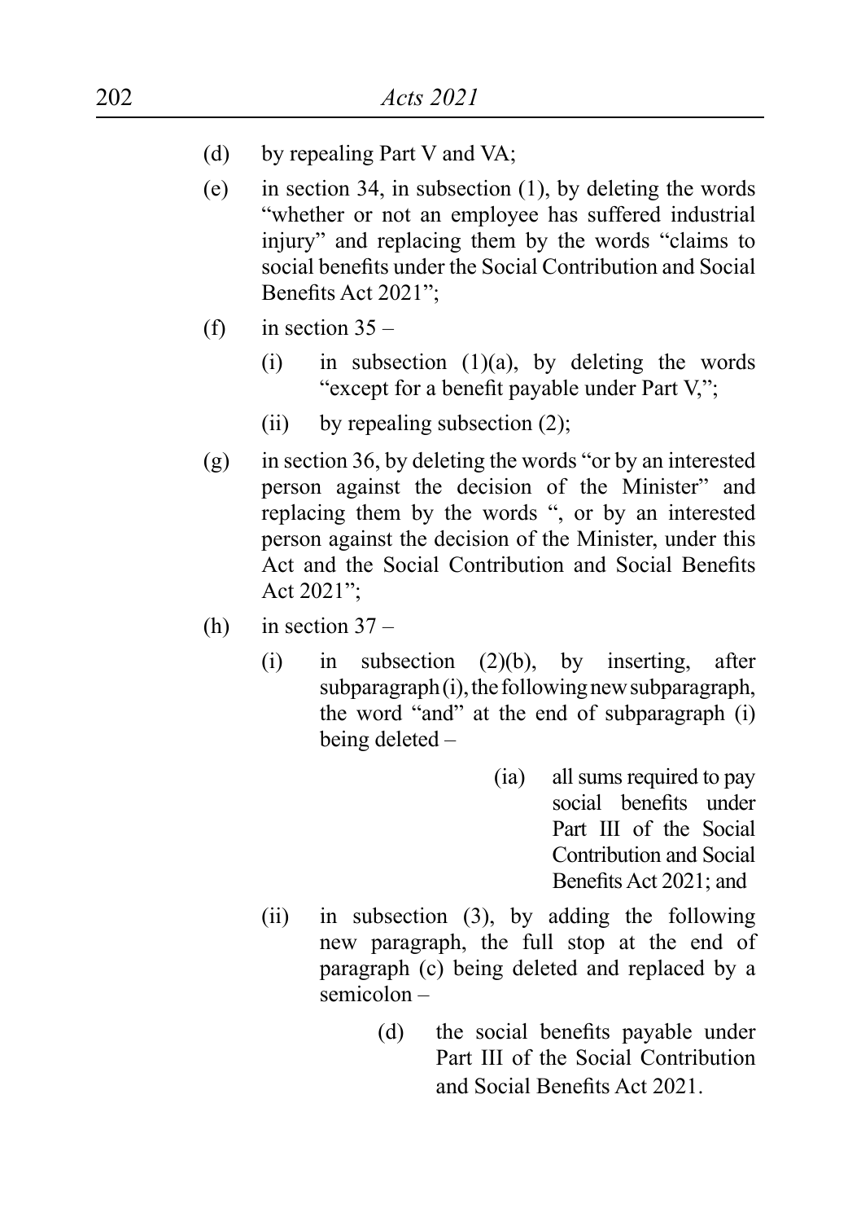(d) by repealing Part V and VA;

(e) in section 34, in subsection (1), by deleting the words "whether or not an employee has suffered industrial injury" and replacing them by the words "claims to social benefits under the Social Contribution and Social Benefits Act 2021";

(f) in section 35 –

  (i) in subsection (1)(a), by deleting the words "except for a benefit payable under Part V,";

  (ii) by repealing subsection (2);

(g) in section 36, by deleting the words "or by an interested person against the decision of the Minister" and replacing them by the words ", or by an interested person against the decision of the Minister, under this Act and the Social Contribution and Social Benefits Act 2021";

(h) in section 37 –

  (i) in subsection (2)(b), by inserting, after subparagraph (i), the following new subparagraph, the word "and" at the end of subparagraph (i) being deleted –

    (ia) all sums required to pay social benefits under Part III of the Social Contribution and Social Benefits Act 2021; and

  (ii) in subsection (3), by adding the following new paragraph, the full stop at the end of paragraph (c) being deleted and replaced by a semicolon –

    (d) the social benefits payable under Part III of the Social Contribution and Social Benefits Act 2021.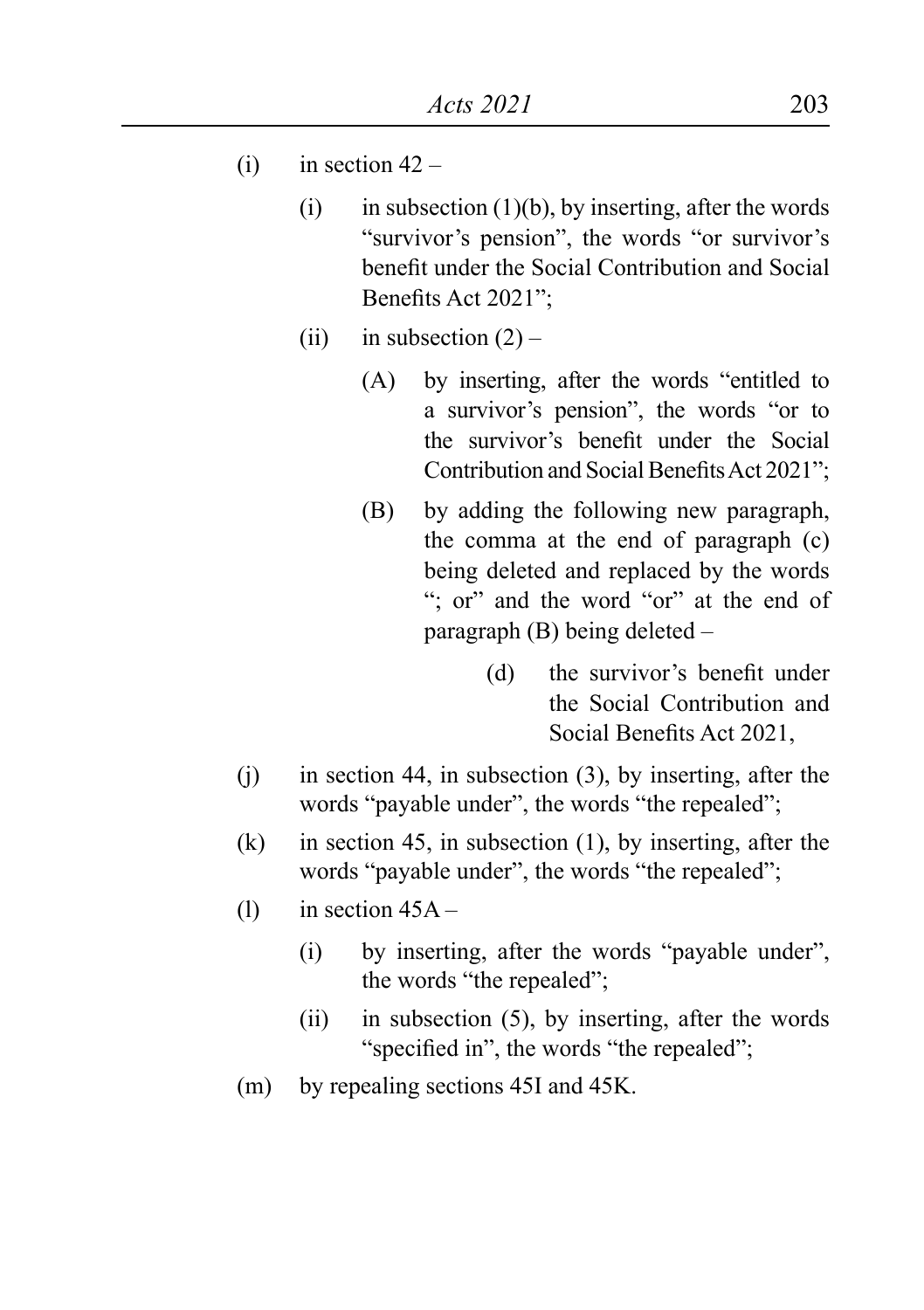(i) in section 42 –

   (i) in subsection (1)(b), by inserting, after the words "survivor's pension", the words "or survivor's benefit under the Social Contribution and Social Benefits Act 2021";

   (ii) in subsection (2) –

      (A) by inserting, after the words "entitled to a survivor's pension", the words "or to the survivor's benefit under the Social Contribution and Social Benefits Act 2021";

      (B) by adding the following new paragraph, the comma at the end of paragraph (c) being deleted and replaced by the words "; or" and the word "or" at the end of paragraph (B) being deleted –

         (d) the survivor's benefit under the Social Contribution and Social Benefits Act 2021,

(j) in section 44, in subsection (3), by inserting, after the words "payable under", the words "the repealed";

(k) in section 45, in subsection (1), by inserting, after the words "payable under", the words "the repealed";

(l) in section 45A –

   (i) by inserting, after the words "payable under", the words "the repealed";

   (ii) in subsection (5), by inserting, after the words "specified in", the words "the repealed";

(m) by repealing sections 45I and 45K.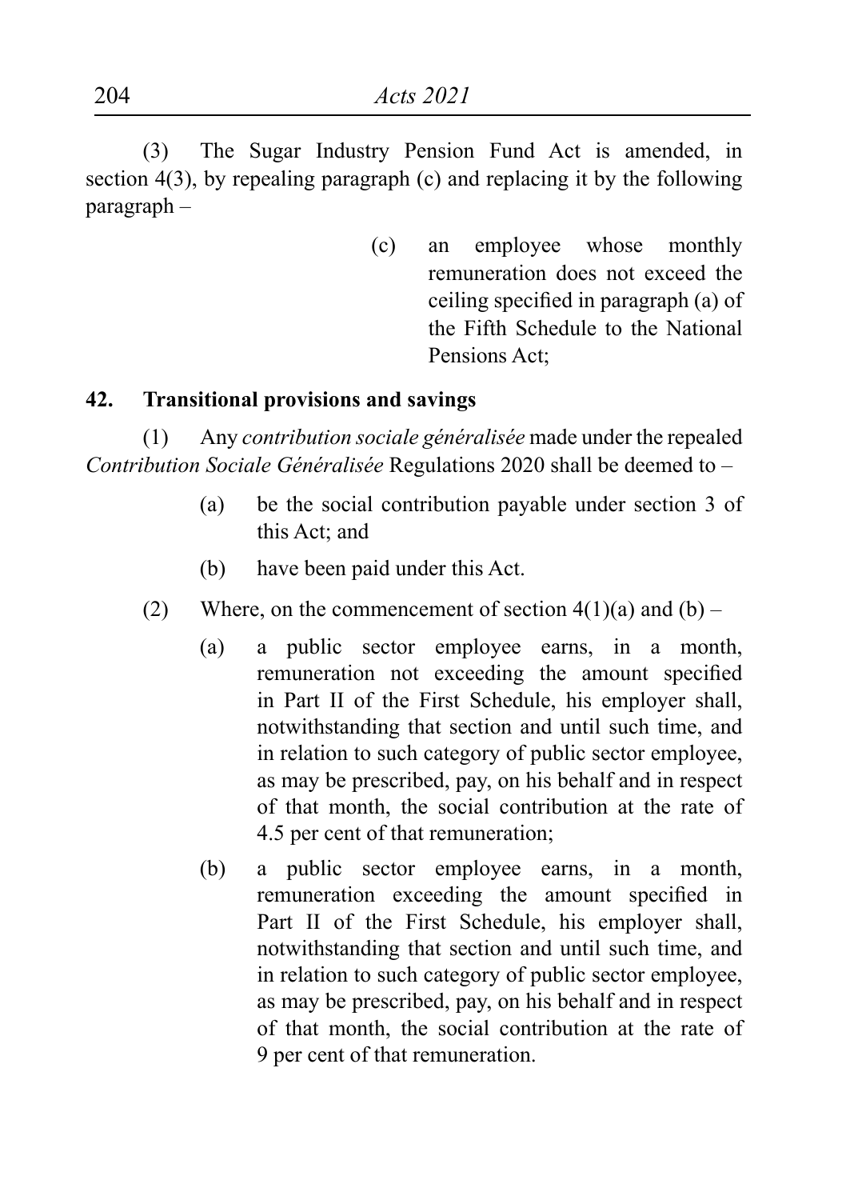(3) The Sugar Industry Pension Fund Act is amended, in section 4(3), by repealing paragraph (c) and replacing it by the following paragraph –

> (c) an employee whose monthly remuneration does not exceed the ceiling specified in paragraph (a) of the Fifth Schedule to the National Pensions Act;

**42. Transitional provisions and savings**

(1) Any *contribution sociale généralisée* made under the repealed *Contribution Sociale Généralisée* Regulations 2020 shall be deemed to –

(a) be the social contribution payable under section 3 of this Act; and

(b) have been paid under this Act.

(2) Where, on the commencement of section 4(1)(a) and (b) –

(a) a public sector employee earns, in a month, remuneration not exceeding the amount specified in Part II of the First Schedule, his employer shall, notwithstanding that section and until such time, and in relation to such category of public sector employee, as may be prescribed, pay, on his behalf and in respect of that month, the social contribution at the rate of 4.5 per cent of that remuneration;

(b) a public sector employee earns, in a month, remuneration exceeding the amount specified in Part II of the First Schedule, his employer shall, notwithstanding that section and until such time, and in relation to such category of public sector employee, as may be prescribed, pay, on his behalf and in respect of that month, the social contribution at the rate of 9 per cent of that remuneration.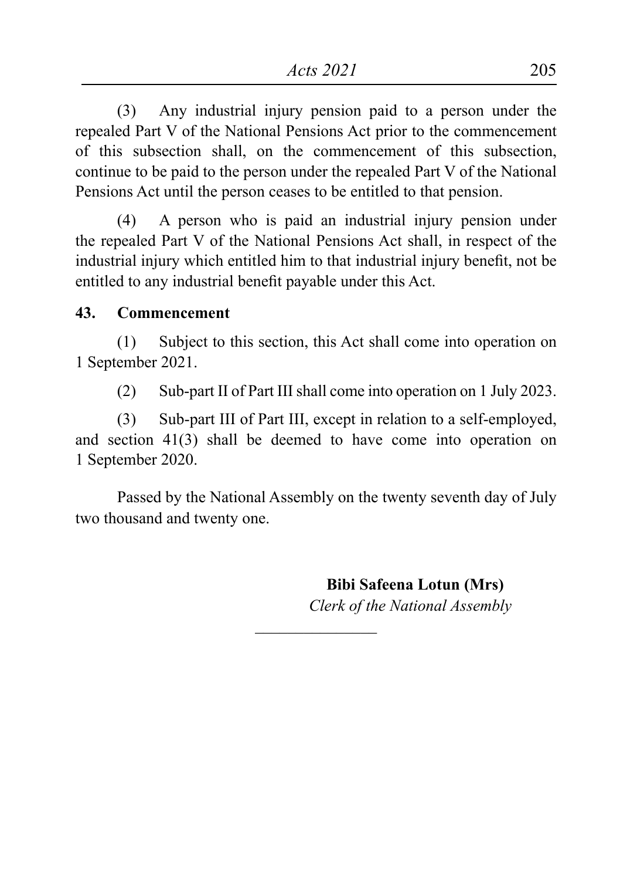(3) Any industrial injury pension paid to a person under the repealed Part V of the National Pensions Act prior to the commencement of this subsection shall, on the commencement of this subsection, continue to be paid to the person under the repealed Part V of the National Pensions Act until the person ceases to be entitled to that pension.

(4) A person who is paid an industrial injury pension under the repealed Part V of the National Pensions Act shall, in respect of the industrial injury which entitled him to that industrial injury benefit, not be entitled to any industrial benefit payable under this Act.

**43. Commencement**

(1) Subject to this section, this Act shall come into operation on 1 September 2021.

(2) Sub-part II of Part III shall come into operation on 1 July 2023.

(3) Sub-part III of Part III, except in relation to a self-employed, and section 41(3) shall be deemed to have come into operation on 1 September 2020.

Passed by the National Assembly on the twenty seventh day of July two thousand and twenty one.

**Bibi Safeena Lotun (Mrs)**
*Clerk of the National Assembly*

---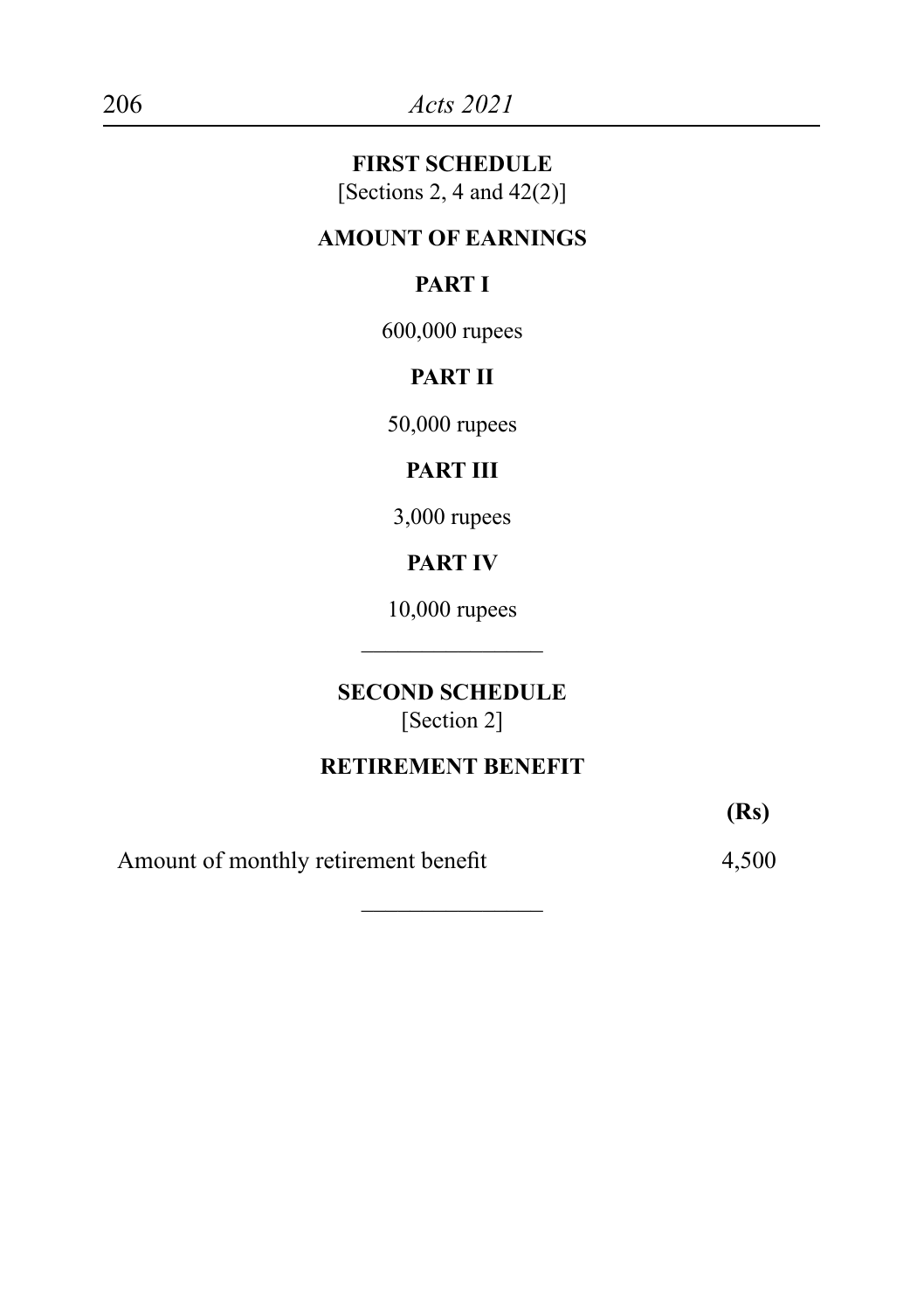## FIRST SCHEDULE

[Sections 2, 4 and 42(2)]

### AMOUNT OF EARNINGS

**PART I**

600,000 rupees

**PART II**

50,000 rupees

**PART III**

3,000 rupees

**PART IV**

10,000 rupees

---

## SECOND SCHEDULE

[Section 2]

### RETIREMENT BENEFIT

| | **(Rs)** |
|---|---|
| Amount of monthly retirement benefit | 4,500 |

---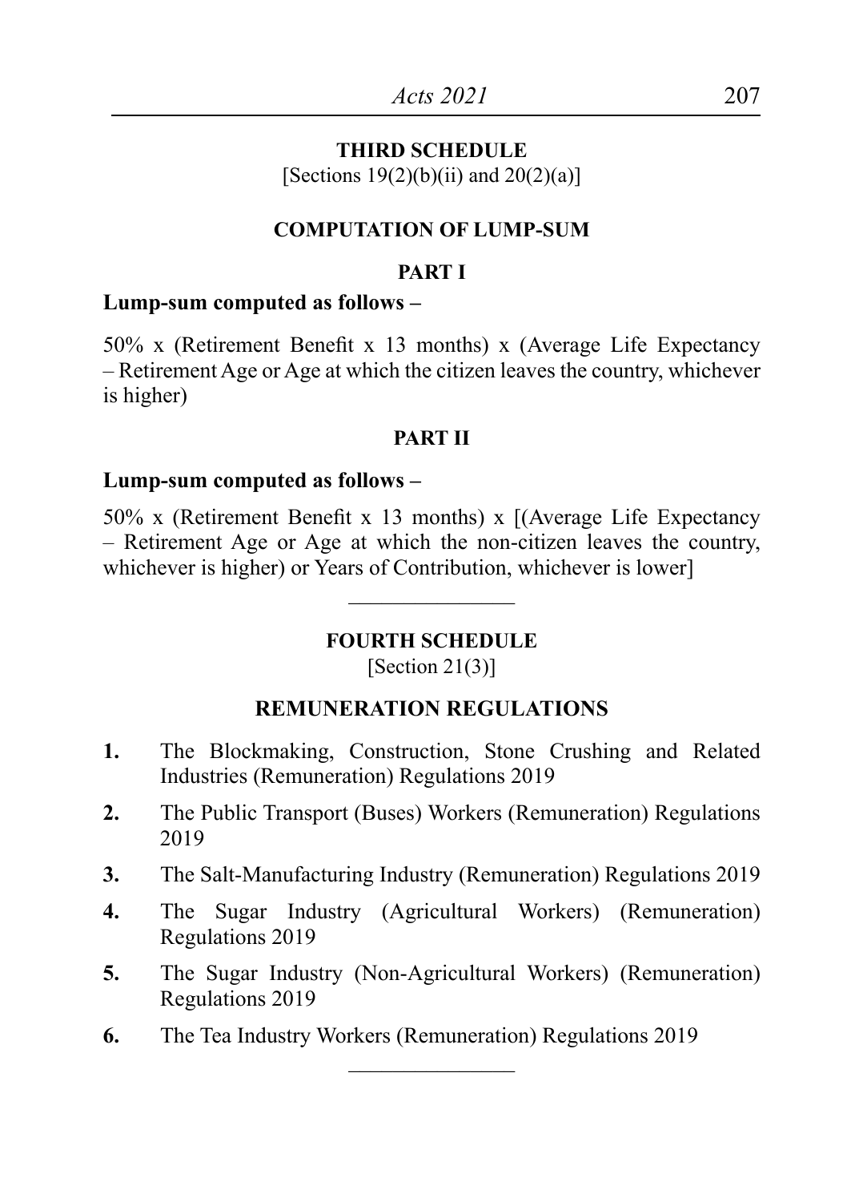## THIRD SCHEDULE

[Sections 19(2)(b)(ii) and 20(2)(a)]

### COMPUTATION OF LUMP-SUM

#### PART I

**Lump-sum computed as follows –**

50% x (Retirement Benefit x 13 months) x (Average Life Expectancy – Retirement Age or Age at which the citizen leaves the country, whichever is higher)

#### PART II

**Lump-sum computed as follows –**

50% x (Retirement Benefit x 13 months) x [(Average Life Expectancy – Retirement Age or Age at which the non-citizen leaves the country, whichever is higher) or Years of Contribution, whichever is lower]

---

## FOURTH SCHEDULE

[Section 21(3)]

### REMUNERATION REGULATIONS

**1.** The Blockmaking, Construction, Stone Crushing and Related Industries (Remuneration) Regulations 2019

**2.** The Public Transport (Buses) Workers (Remuneration) Regulations 2019

**3.** The Salt-Manufacturing Industry (Remuneration) Regulations 2019

**4.** The Sugar Industry (Agricultural Workers) (Remuneration) Regulations 2019

**5.** The Sugar Industry (Non-Agricultural Workers) (Remuneration) Regulations 2019

**6.** The Tea Industry Workers (Remuneration) Regulations 2019

---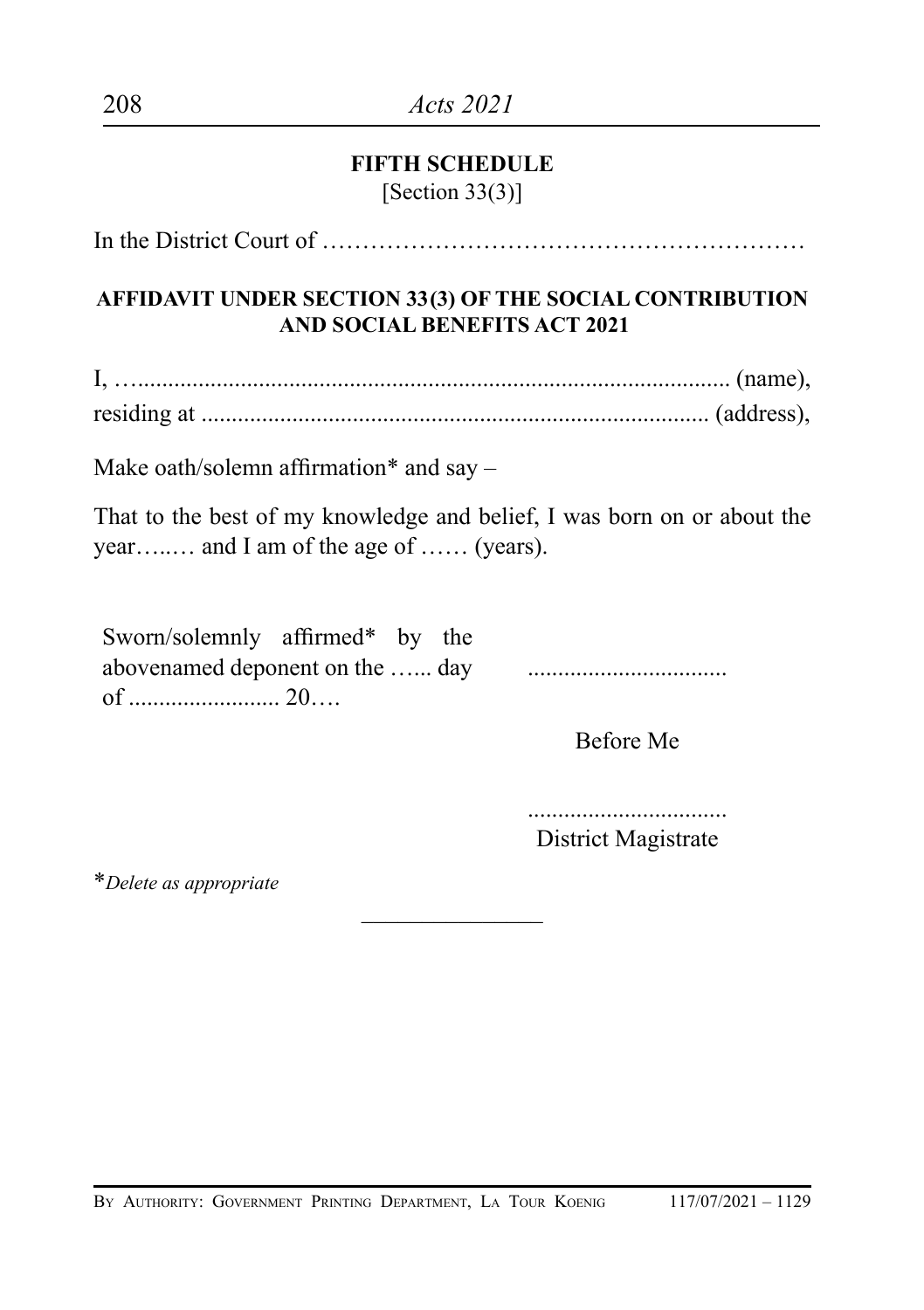## FIFTH SCHEDULE

[Section 33(3)]

In the District Court of ……………………………………………………

**AFFIDAVIT UNDER SECTION 33(3) OF THE SOCIAL CONTRIBUTION AND SOCIAL BENEFITS ACT 2021**

I, …................................................................................................ (name),
residing at .................................................................................. (address),

Make oath/solemn affirmation* and say –

That to the best of my knowledge and belief, I was born on or about the year…..… and I am of the age of …… (years).

Sworn/solemnly affirmed* by the abovenamed deponent on the …... day of ......................... 20….

.................................

Before Me

.................................
District Magistrate

**Delete as appropriate*

By Authority: Government Printing Department, La Tour Koenig 117/07/2021 – 1129